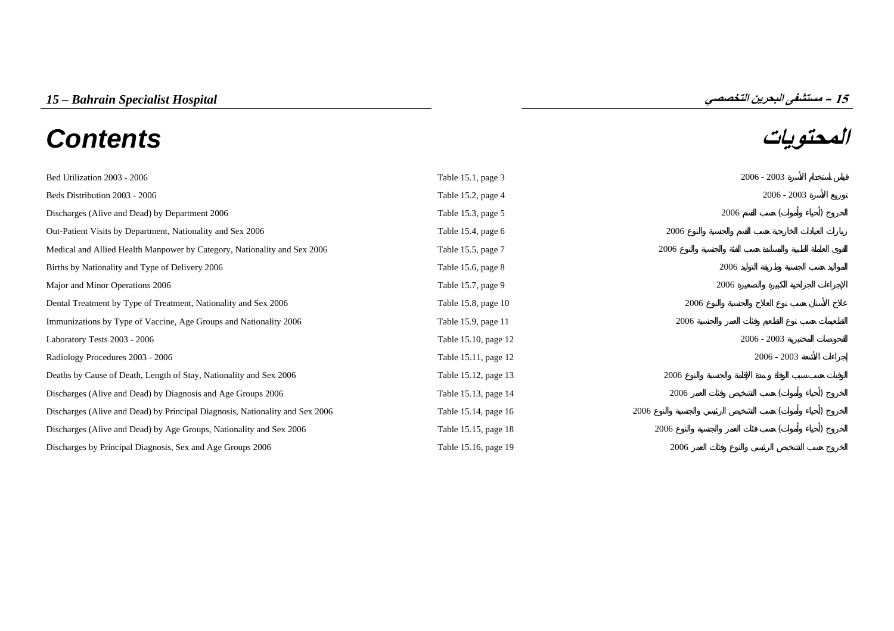## 15 – Bahrain Specialist Hospital

## 15 – مستشفى البحرين التخصصي

# Contents

# المحتويات

| Contents | Table | المحتويات |
|---|---|---|
| Bed Utilization 2003 - 2006 | Table 15.1, page 3 | قياس استخدام الأسرة 2003 - 2006 |
| Beds Distribution 2003 - 2006 | Table 15.2, page 4 | توزيع الأسرة 2003 - 2006 |
| Discharges (Alive and Dead) by Department 2006 | Table 15.3, page 5 | الخروج (أحياء وأموات) حسب القسم 2006 |
| Out-Patient Visits by Department, Nationality and Sex 2006 | Table 15.4, page 6 | زيارات العيادات الخارجية حسب القسم والجنسية والنوع 2006 |
| Medical and Allied Health Manpower by Category, Nationality and Sex 2006 | Table 15.5, page 7 | القوى العاملة الطبية والمساندة حسب الفئة والجنسية والنوع 2006 |
| Births by Nationality and Type of Delivery 2006 | Table 15.6, page 8 | المواليد حسب الجنسية وطريقة التوليد 2006 |
| Major and Minor Operations 2006 | Table 15.7, page 9 | الإجراءات الجراحية الكبيرة والصغيرة 2006 |
| Dental Treatment by Type of Treatment, Nationality and Sex 2006 | Table 15.8, page 10 | علاج الأسنان حسب نوع العلاج والجنسية والنوع 2006 |
| Immunizations by Type of Vaccine, Age Groups and Nationality 2006 | Table 15.9, page 11 | التطعيمات حسب نوع التطعيم وفئات العمر والجنسية 2006 |
| Laboratory Tests 2003 - 2006 | Table 15.10, page 12 | الفحوصات المختبرية 2003 - 2006 |
| Radiology Procedures 2003 - 2006 | Table 15.11, page 12 | إجراءات الأشعة 2003 - 2006 |
| Deaths by Cause of Death, Length of Stay, Nationality and Sex 2006 | Table 15.12, page 13 | الوفيات حسب سبب الوفاة و مدة الإقامة والجنسية والنوع 2006 |
| Discharges (Alive and Dead) by Diagnosis and Age Groups 2006 | Table 15.13, page 14 | الخروج (أحياء وأموات) حسب التشخيص وفئات العمر 2006 |
| Discharges (Alive and Dead) by Principal Diagnosis, Nationality and Sex 2006 | Table 15.14, page 16 | الخروج (أحياء وأموات) حسب التشخيص الرئيسي والجنسية والنوع 2006 |
| Discharges (Alive and Dead) by Age Groups, Nationality and Sex 2006 | Table 15.15, page 18 | الخروج (أحياء وأموات) حسب فئات العمر والجنسية والنوع 2006 |
| Discharges by Principal Diagnosis, Sex and Age Groups 2006 | Table 15.16, page 19 | الخروج حسب التشخيص الرئيسي والنوع وفئات العمر 2006 |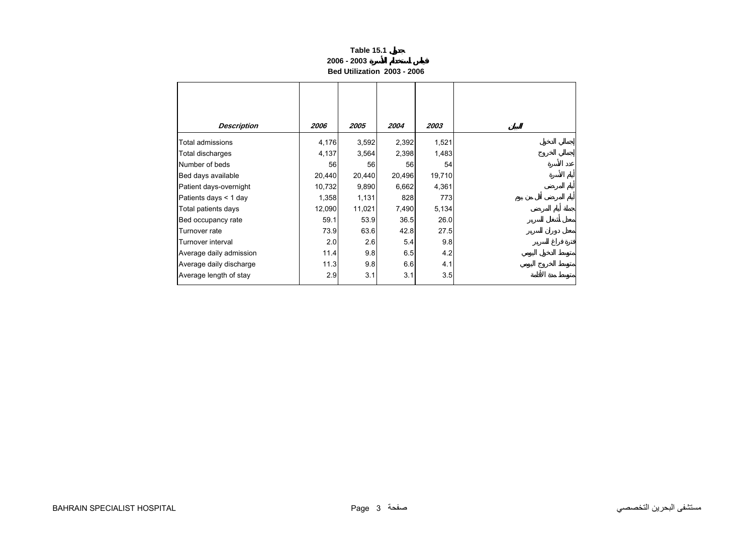**Table 15.1 جدول**

**2006 - 2003 قياس استخدام الأسرة**

**Bed Utilization 2003 - 2006**

| *Description* | *2006* | *2005* | *2004* | *2003* | البيان |
|---|---|---|---|---|---|
| Total admissions | 4,176 | 3,592 | 2,392 | 1,521 | إجمالي الدخول |
| Total discharges | 4,137 | 3,564 | 2,398 | 1,483 | إجمالي الخروج |
| Number of beds | 56 | 56 | 56 | 54 | عدد الأسرة |
| Bed days available | 20,440 | 20,440 | 20,496 | 19,710 | أيام الأسرة |
| Patient days-overnight | 10,732 | 9,890 | 6,662 | 4,361 | أيام المرضى |
| Patients days < 1 day | 1,358 | 1,131 | 828 | 773 | أيام المرضى أقل من يوم |
| Total patients days | 12,090 | 11,021 | 7,490 | 5,134 | جملة أيام المرضى |
| Bed occupancy rate | 59.1 | 53.9 | 36.5 | 26.0 | معدل أشغال السرير |
| Turnover rate | 73.9 | 63.6 | 42.8 | 27.5 | معدل دوران السرير |
| Turnover interval | 2.0 | 2.6 | 5.4 | 9.8 | فترة فراغ السرير |
| Average daily admission | 11.4 | 9.8 | 6.5 | 4.2 | متوسط الدخول اليومي |
| Average daily discharge | 11.3 | 9.8 | 6.6 | 4.1 | متوسط الخروج اليومي |
| Average length of stay | 2.9 | 3.1 | 3.1 | 3.5 | متوسط مدة الأقامة |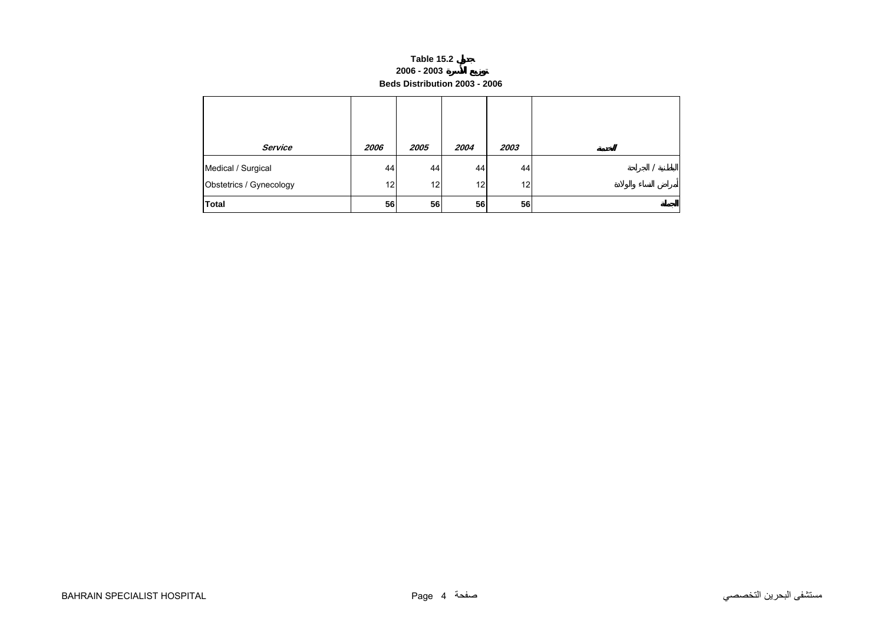**Table 15.2 جدول**

**2006 - 2003 توزيع الأسرة**

**Beds Distribution 2003 - 2006**

| *Service* | *2006* | *2005* | *2004* | *2003* | الخدمة |
|---|---|---|---|---|---|
| Medical / Surgical | 44 | 44 | 44 | 44 | الباطنية / الجراحة |
| Obstetrics / Gynecology | 12 | 12 | 12 | 12 | أمراض النساء والولادة |
| **Total** | **56** | **56** | **56** | **56** | **الجملة** |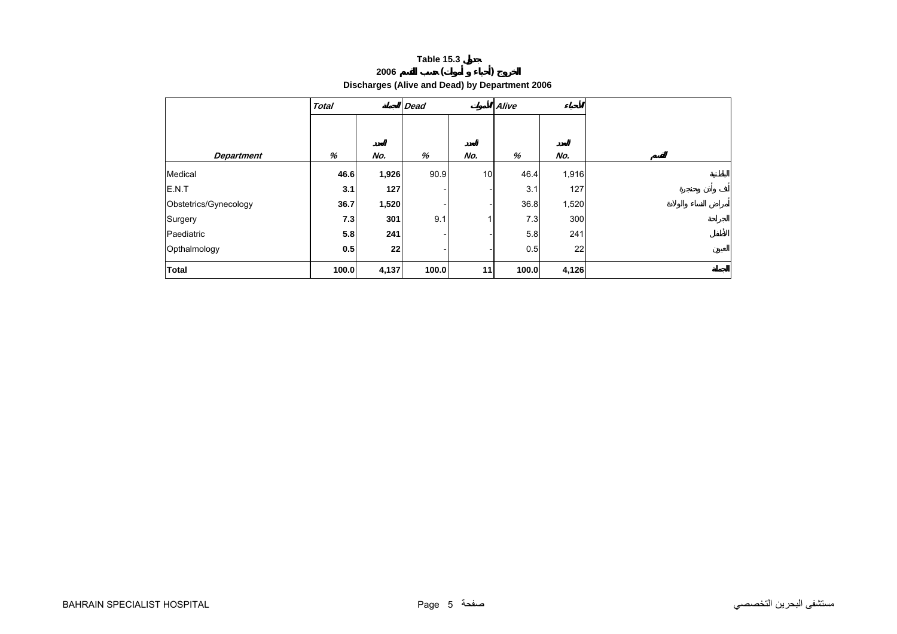# Table 15.3 جدول

## الخروج (أحياء و أموات) حسب القسم 2006

## Discharges (Alive and Dead) by Department 2006

| Department | Total الجملة | | Dead الأموات | | Alive الأحياء | | القسم |
|---|---|---|---|---|---|---|---|
| | % | No. العدد | % | No. العدد | % | No. العدد | |
| Medical | **46.6** | **1,926** | 90.9 | 10 | 46.4 | 1,916 | الباطنية |
| E.N.T | **3.1** | **127** | - | - | 3.1 | 127 | أنف وأذن وحنجرة |
| Obstetrics/Gynecology | **36.7** | **1,520** | - | - | 36.8 | 1,520 | أمراض النساء والولادة |
| Surgery | **7.3** | **301** | 9.1 | 1 | 7.3 | 300 | الجراحة |
| Paediatric | **5.8** | **241** | - | - | 5.8 | 241 | الأطفال |
| Opthalmology | **0.5** | **22** | - | - | 0.5 | 22 | العيون |
| **Total** | **100.0** | **4,137** | **100.0** | **11** | **100.0** | **4,126** | **الجملة** |

BAHRAIN SPECIALIST HOSPITAL مستشفى البحرين التخصصي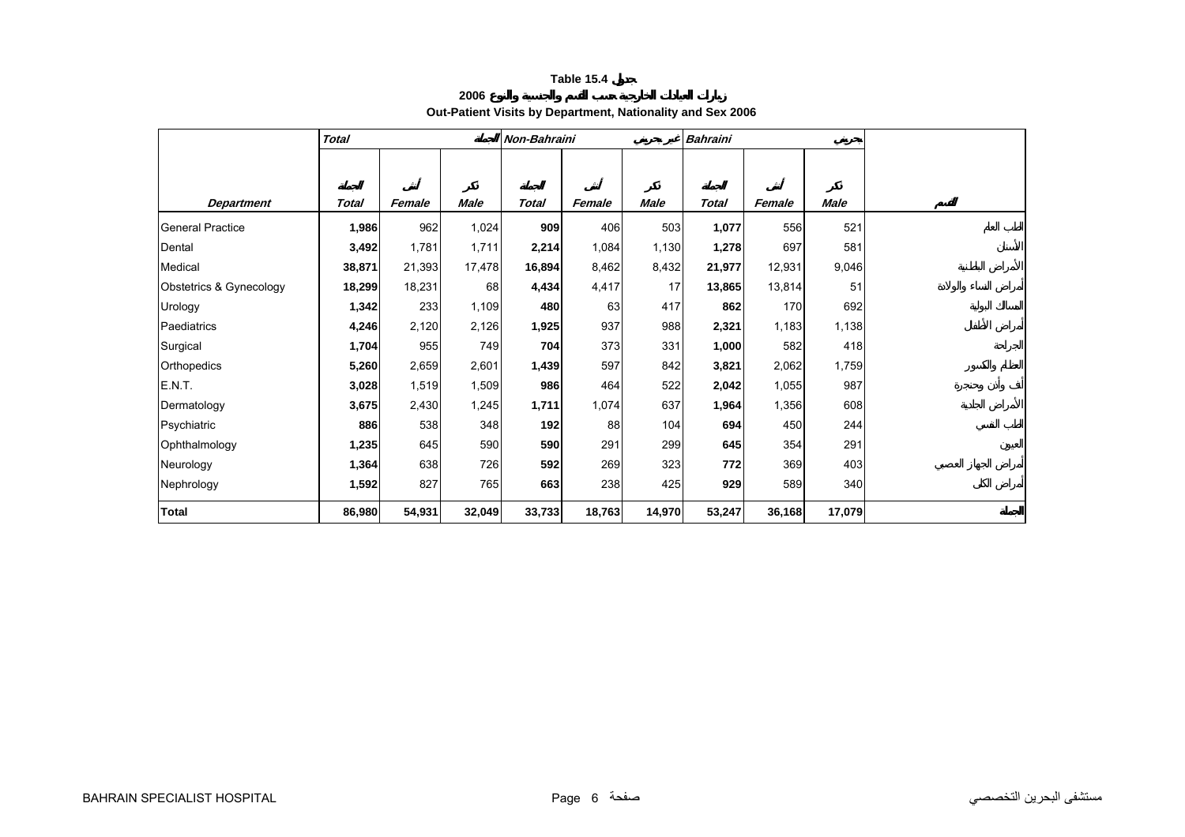**Table 15.4 جدول**

**زيارات العيادات الخارجية حسب القسم والجنسية والنوع 2006**

**Out-Patient Visits by Department, Nationality and Sex 2006**

| | *Total* الجملة | | | *Non-Bahraini* غير بحريني | | | *Bahraini* بحريني | | | |
|---|---|---|---|---|---|---|---|---|---|---|
| *Department* | الجملة *Total* | أنثى *Female* | ذكر *Male* | الجملة *Total* | أنثى *Female* | ذكر *Male* | الجملة *Total* | أنثى *Female* | ذكر *Male* | القسم |
| General Practice | **1,986** | 962 | 1,024 | **909** | 406 | 503 | **1,077** | 556 | 521 | الطب العام |
| Dental | **3,492** | 1,781 | 1,711 | **2,214** | 1,084 | 1,130 | **1,278** | 697 | 581 | الأسنان |
| Medical | **38,871** | 21,393 | 17,478 | **16,894** | 8,462 | 8,432 | **21,977** | 12,931 | 9,046 | الأمراض الباطنية |
| Obstetrics & Gynecology | **18,299** | 18,231 | 68 | **4,434** | 4,417 | 17 | **13,865** | 13,814 | 51 | أمراض النساء والولادة |
| Urology | **1,342** | 233 | 1,109 | **480** | 63 | 417 | **862** | 170 | 692 | المسالك البولية |
| Paediatrics | **4,246** | 2,120 | 2,126 | **1,925** | 937 | 988 | **2,321** | 1,183 | 1,138 | أمراض الأطفال |
| Surgical | **1,704** | 955 | 749 | **704** | 373 | 331 | **1,000** | 582 | 418 | الجراحة |
| Orthopedics | **5,260** | 2,659 | 2,601 | **1,439** | 597 | 842 | **3,821** | 2,062 | 1,759 | العظام والكسور |
| E.N.T. | **3,028** | 1,519 | 1,509 | **986** | 464 | 522 | **2,042** | 1,055 | 987 | أنف وأذن وحنجرة |
| Dermatology | **3,675** | 2,430 | 1,245 | **1,711** | 1,074 | 637 | **1,964** | 1,356 | 608 | الأمراض الجلدية |
| Psychiatric | **886** | 538 | 348 | **192** | 88 | 104 | **694** | 450 | 244 | الطب النفسي |
| Ophthalmology | **1,235** | 645 | 590 | **590** | 291 | 299 | **645** | 354 | 291 | العيون |
| Neurology | **1,364** | 638 | 726 | **592** | 269 | 323 | **772** | 369 | 403 | أمراض الجهاز العصبي |
| Nephrology | **1,592** | 827 | 765 | **663** | 238 | 425 | **929** | 589 | 340 | أمراض الكلى |
| **Total** | **86,980** | **54,931** | **32,049** | **33,733** | **18,763** | **14,970** | **53,247** | **36,168** | **17,079** | **الجملة** |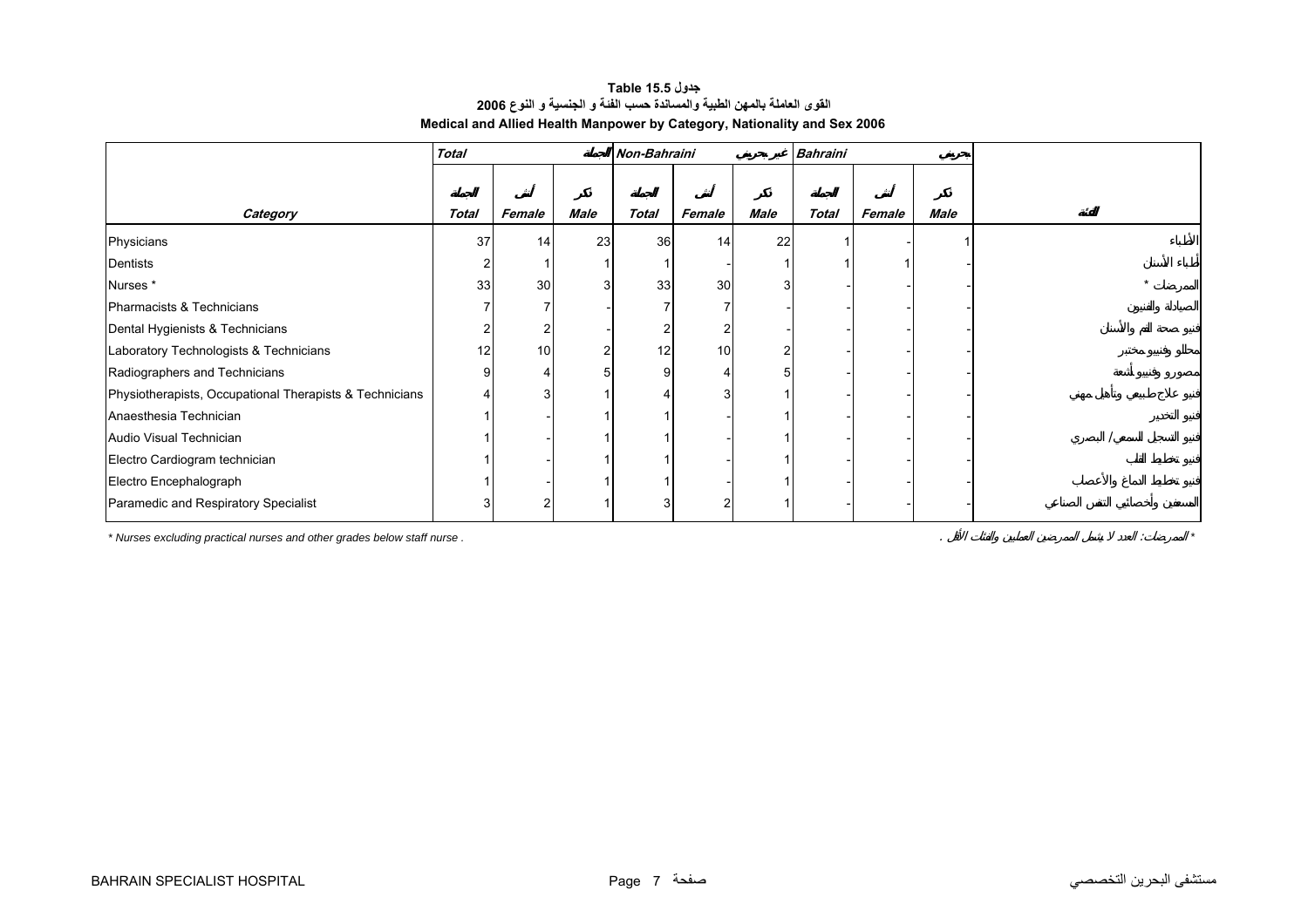**جدول Table 15.5**

**القوى العاملة بالمهن الطبية والمساندة حسب الفئة و الجنسية و النوع 2006**

**Medical and Allied Health Manpower by Category, Nationality and Sex 2006**

| | Total | | الجملة | Non-Bahraini | | غير بحريني | Bahraini | | بحريني | |
|---|---|---|---|---|---|---|---|---|---|---|
| | الجملة | أنثى | ذكر | الجملة | أنثى | ذكر | الجملة | أنثى | ذكر | |
| **Category** | **Total** | **Female** | **Male** | **Total** | **Female** | **Male** | **Total** | **Female** | **Male** | **الفئة** |
| Physicians | 37 | 14 | 23 | 36 | 14 | 22 | 1 | - | 1 | الأطباء |
| Dentists | 2 | 1 | 1 | 1 | - | 1 | 1 | 1 | - | أطباء الأسنان |
| Nurses * | 33 | 30 | 3 | 33 | 30 | 3 | - | - | - | الممرضات * |
| Pharmacists & Technicians | 7 | 7 | - | 7 | 7 | - | - | - | - | الصيادلة والفنيون |
| Dental Hygienists & Technicians | 2 | 2 | - | 2 | 2 | - | - | - | - | فنيو صحة الفم والأسنان |
| Laboratory Technologists & Technicians | 12 | 10 | 2 | 12 | 10 | 2 | - | - | - | محللو وفنيو مختبر |
| Radiographers and Technicians | 9 | 4 | 5 | 9 | 4 | 5 | - | - | - | مصورو وفنيو أشعة |
| Physiotherapists, Occupational Therapists & Technicians | 4 | 3 | 1 | 4 | 3 | 1 | - | - | - | فنيو علاج طبيعي وتأهيل مهني |
| Anaesthesia Technician | 1 | - | 1 | 1 | - | 1 | - | - | - | فنيو التخدير |
| Audio Visual Technician | 1 | - | 1 | 1 | - | 1 | - | - | - | فنيو التسجيل السمعي / البصري |
| Electro Cardiogram technician | 1 | - | 1 | 1 | - | 1 | - | - | - | فنيو تخطيط القلب |
| Electro Encephalograph | 1 | - | 1 | 1 | - | 1 | - | - | - | فنيو تخطيط الدماغ والأعصاب |
| Paramedic and Respiratory Specialist | 3 | 2 | 1 | 3 | 2 | 1 | - | - | - | المسعفين وأخصائيي التنفس الصناعي |

*\* Nurses excluding practical nurses and other grades below staff nurse .*

\* الممرضات: العدد لا يشمل الممرضين العمليين والفئات الأقل .

BAHRAIN SPECIALIST HOSPITAL — مستشفى البحرين التخصصي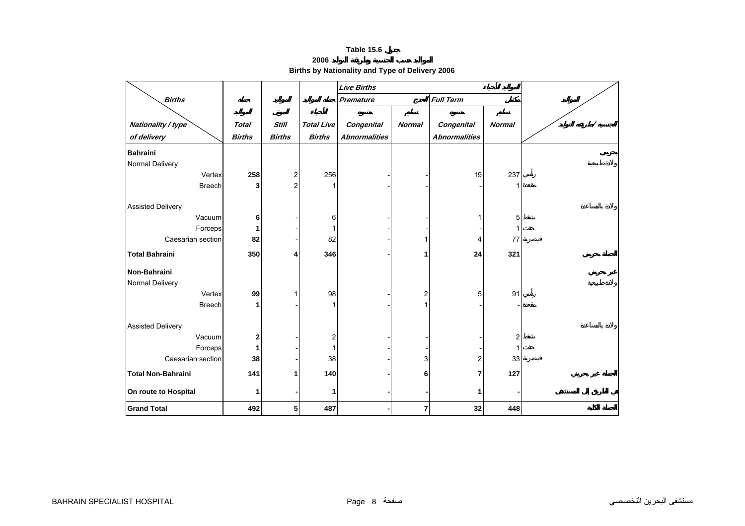# Table 15.6 جدول

## 2006 المواليد حسب الجنسية وطريقة التوليد

## Births by Nationality and Type of Delivery 2006

| Births / Nationality / type of delivery | جملة المواليد Total Births | المواليد الموتى Still Births | جملة المواليد الأحياء Total Live Births | Live Births المواليد الأحياء | | | | المواليد / الجنسية / طريقة التوليد |
|---|---|---|---|---|---|---|---|---|
| | | | | Premature الخدج | | Full Term مكتمل | | |
| | | | | مشوه Congenital Abnormalities | سليم Normal | مشوه Congenital Abnormalities | سليم Normal | |
| **Bahraini** | | | | | | | | **بحريني** |
| Normal Delivery | | | | | | | | ولادة طبيعية |
| Vertex | **258** | 2 | 256 | - | - | 19 | 237 | رأسي |
| Breech | **3** | 2 | 1 | - | - | - | 1 | مقعدة |
| Assisted Delivery | | | | | | | | ولادة بالمساعدة |
| Vacuum | **6** | - | 6 | - | - | 1 | 5 | شفط |
| Forceps | **1** | - | 1 | - | - | - | 1 | جفت |
| Caesarian section | **82** | - | 82 | - | 1 | 4 | 77 | قيصرية |
| **Total Bahraini** | **350** | **4** | **346** | **-** | **1** | **24** | **321** | **الجملة بحريني** |
| **Non-Bahraini** | | | | | | | | **غير بحريني** |
| Normal Delivery | | | | | | | | ولادة طبيعية |
| Vertex | **99** | 1 | 98 | - | 2 | 5 | 91 | رأسي |
| Breech | **1** | - | 1 | - | 1 | - | - | مقعدة |
| Assisted Delivery | | | | | | | | ولادة بالمساعدة |
| Vacuum | **2** | - | 2 | - | - | - | 2 | شفط |
| Forceps | **1** | - | 1 | - | - | - | 1 | جفت |
| Caesarian section | **38** | - | 38 | - | 3 | 2 | 33 | قيصرية |
| **Total Non-Bahraini** | **141** | **1** | **140** | **-** | **6** | **7** | **127** | **الجملة غير بحريني** |
| **On route to Hospital** | **1** | **-** | **1** | **-** | **-** | **1** | **-** | **في الطريق إلى المستشفى** |
| **Grand Total** | **492** | **5** | **487** | **-** | **7** | **32** | **448** | **الجملة الكلية** |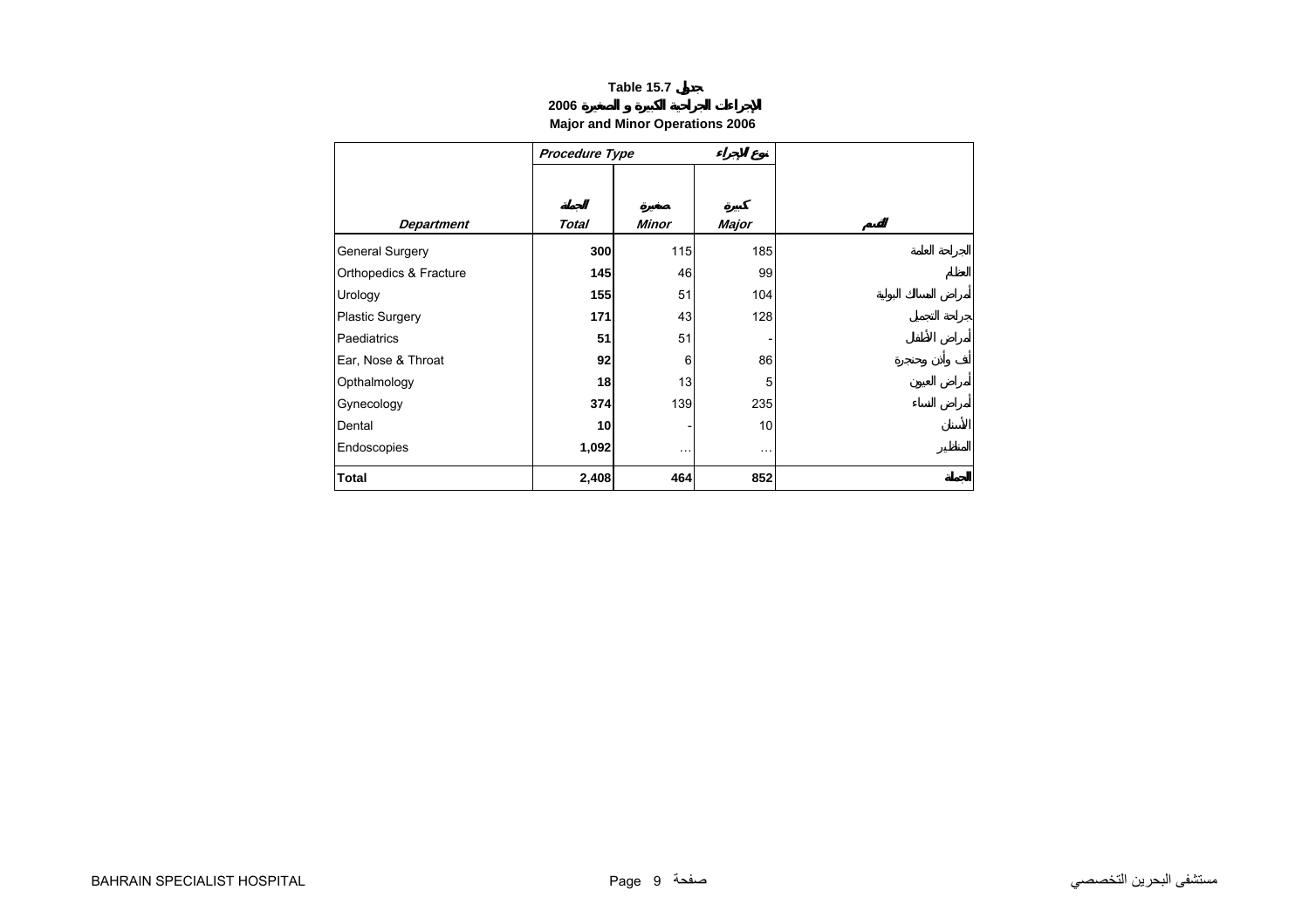# Table 15.7 جدول

## الإجراءات الجراحية الكبيرة و الصغيرة 2006

## Major and Minor Operations 2006

| | Procedure Type | | نوع الإجراء | |
|---|---|---|---|---|
| **Department** | **Total** الجملة | **Minor** صغيرة | **Major** كبيرة | القسم |
| General Surgery | **300** | 115 | 185 | الجراحة العامة |
| Orthopedics & Fracture | **145** | 46 | 99 | العظام |
| Urology | **155** | 51 | 104 | أمراض المسالك البولية |
| Plastic Surgery | **171** | 43 | 128 | جراحة التجميل |
| Paediatrics | **51** | 51 | - | أمراض الأطفال |
| Ear, Nose & Throat | **92** | 6 | 86 | أنف وأذن وحنجرة |
| Opthalmology | **18** | 13 | 5 | أمراض العيون |
| Gynecology | **374** | 139 | 235 | أمراض النساء |
| Dental | **10** | - | 10 | الأسنان |
| Endoscopies | **1,092** | … | … | المناظير |
| **Total** | **2,408** | **464** | **852** | **الجملة** |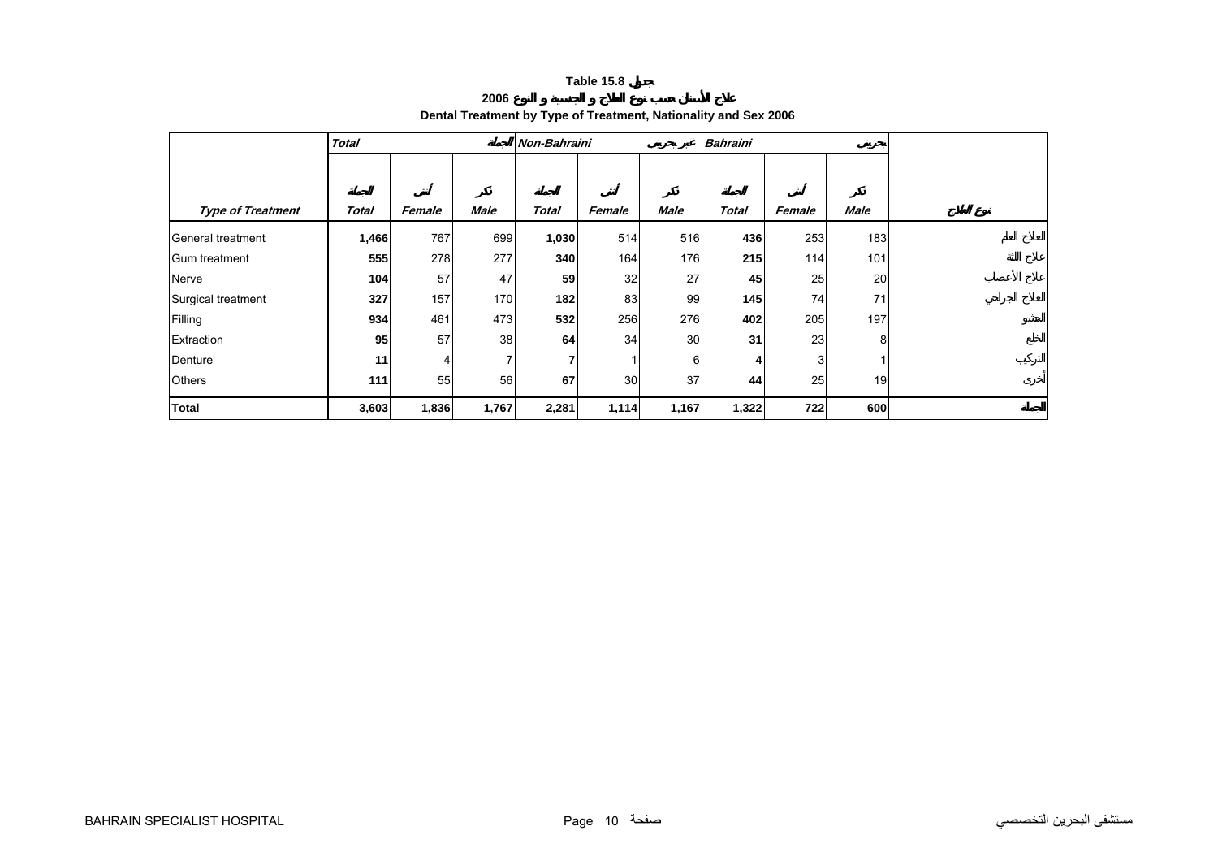**Table 15.8 جدول**

**علاج الأسنان حسب نوع العلاج و الجنسية و النوع 2006**

**Dental Treatment by Type of Treatment, Nationality and Sex 2006**

| | Total الجملة | | | Non-Bahraini غير بحريني | | | Bahraini بحريني | | | |
|---|---|---|---|---|---|---|---|---|---|---|
| ***Type of Treatment*** | ***Total*** الجملة | ***Female*** أنثى | ***Male*** ذكر | ***Total*** الجملة | ***Female*** أنثى | ***Male*** ذكر | ***Total*** الجملة | ***Female*** أنثى | ***Male*** ذكر | **نوع العلاج** |
| General treatment | **1,466** | 767 | 699 | **1,030** | 514 | 516 | **436** | 253 | 183 | العلاج العام |
| Gum treatment | **555** | 278 | 277 | **340** | 164 | 176 | **215** | 114 | 101 | علاج اللثة |
| Nerve | **104** | 57 | 47 | **59** | 32 | 27 | **45** | 25 | 20 | علاج الأعصاب |
| Surgical treatment | **327** | 157 | 170 | **182** | 83 | 99 | **145** | 74 | 71 | العلاج الجراحي |
| Filling | **934** | 461 | 473 | **532** | 256 | 276 | **402** | 205 | 197 | الحشو |
| Extraction | **95** | 57 | 38 | **64** | 34 | 30 | **31** | 23 | 8 | الخلع |
| Denture | **11** | 4 | 7 | **7** | 1 | 6 | **4** | 3 | 1 | التركيب |
| Others | **111** | 55 | 56 | **67** | 30 | 37 | **44** | 25 | 19 | أخرى |
| **Total** | **3,603** | **1,836** | **1,767** | **2,281** | **1,114** | **1,167** | **1,322** | **722** | **600** | **الجملة** |

BAHRAIN SPECIALIST HOSPITAL مستشفى البحرين التخصصي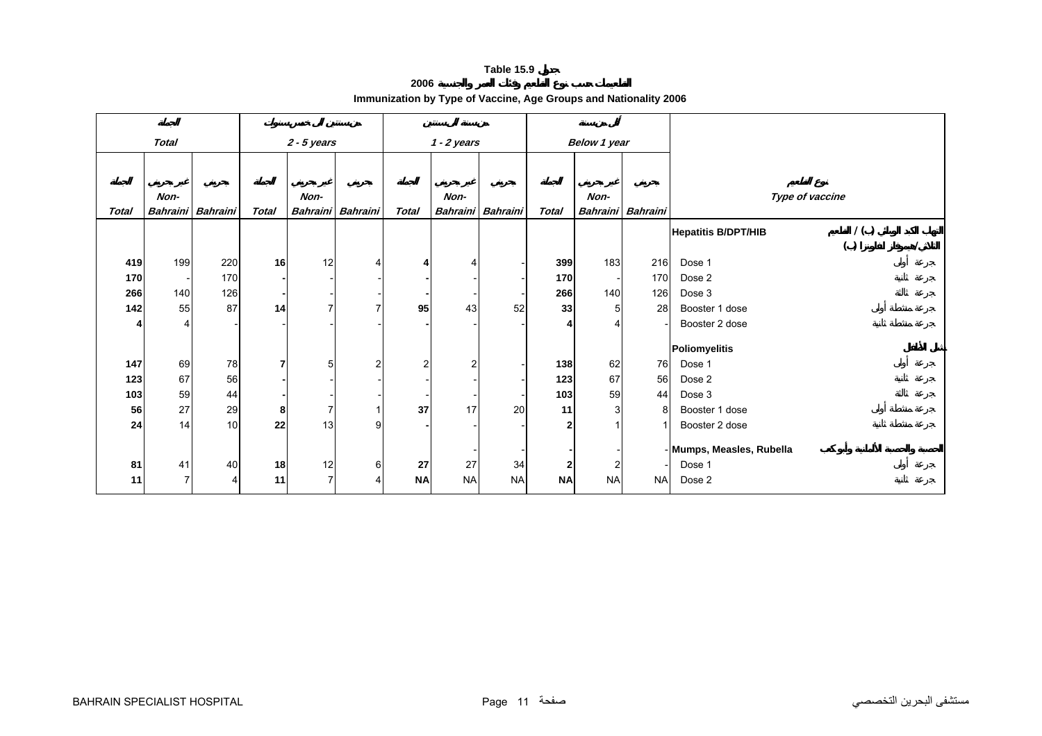**Table 15.9 جدول**

**2006 التطعيمات حسب نوع التطعيم وفئات العمر والجنسية**

**Immunization by Type of Vaccine, Age Groups and Nationality 2006**

| الجملة Total | | | من سنتين إلى خمس سنوات 2 - 5 years | | | من سنة إلى سنتين 1 - 2 years | | | أقل من سنة Below 1 year | | | | |
|---|---|---|---|---|---|---|---|---|---|---|---|---|---|
| الجملة Total | غير بحريني Non-Bahraini | بحريني Bahraini | الجملة Total | غير بحريني Non-Bahraini | بحريني Bahraini | الجملة Total | غير بحريني Non-Bahraini | بحريني Bahraini | الجملة Total | غير بحريني Non-Bahraini | بحريني Bahraini | Type of vaccine | نوع التطعيم |
| | | | | | | | | | | | | **Hepatitis B/DPT/HIB** | التهاب الكبد الوبائي (ب) / الثلاثي / هيموفيلز انفلونزا (ب) |
| **419** | 199 | 220 | **16** | 12 | 4 | **4** | 4 | - | **399** | 183 | 216 | Dose 1 | جرعة أولى |
| **170** | - | 170 | **-** | - | - | **-** | - | - | **170** | - | 170 | Dose 2 | جرعة ثانية |
| **266** | 140 | 126 | **-** | - | - | **-** | - | - | **266** | 140 | 126 | Dose 3 | جرعة ثالثة |
| **142** | 55 | 87 | **14** | 7 | 7 | **95** | 43 | 52 | **33** | 5 | 28 | Booster 1 dose | جرعة منشطة أولى |
| **4** | 4 | - | - | - | - | **-** | - | - | **4** | 4 | - | Booster 2 dose | جرعة منشطة ثانية |
| | | | | | | | | | | | | **Poliomyelitis** | شلل الأطفال |
| **147** | 69 | 78 | **7** | 5 | 2 | 2 | 2 | - | **138** | 62 | 76 | Dose 1 | جرعة أولى |
| **123** | 67 | 56 | **-** | - | - | - | - | - | **123** | 67 | 56 | Dose 2 | جرعة ثانية |
| **103** | 59 | 44 | **-** | - | - | - | - | - | **103** | 59 | 44 | Dose 3 | جرعة ثالثة |
| **56** | 27 | 29 | **8** | 7 | 1 | **37** | 17 | 20 | **11** | 3 | 8 | Booster 1 dose | جرعة منشطة أولى |
| **24** | 14 | 10 | **22** | 13 | 9 | **-** | - | - | **2** | 1 | 1 | Booster 2 dose | جرعة منشطة ثانية |
| | | | | | | | - | - | **-** | - | - | **Mumps, Measles, Rubella** | الحصبة والحصبة الألمانية وأبوكعب |
| **81** | 41 | 40 | **18** | 12 | 6 | **27** | 27 | 34 | **2** | 2 | - | Dose 1 | جرعة أولى |
| **11** | 7 | 4 | **11** | 7 | 4 | **NA** | NA | NA | **NA** | NA | NA | Dose 2 | جرعة ثانية |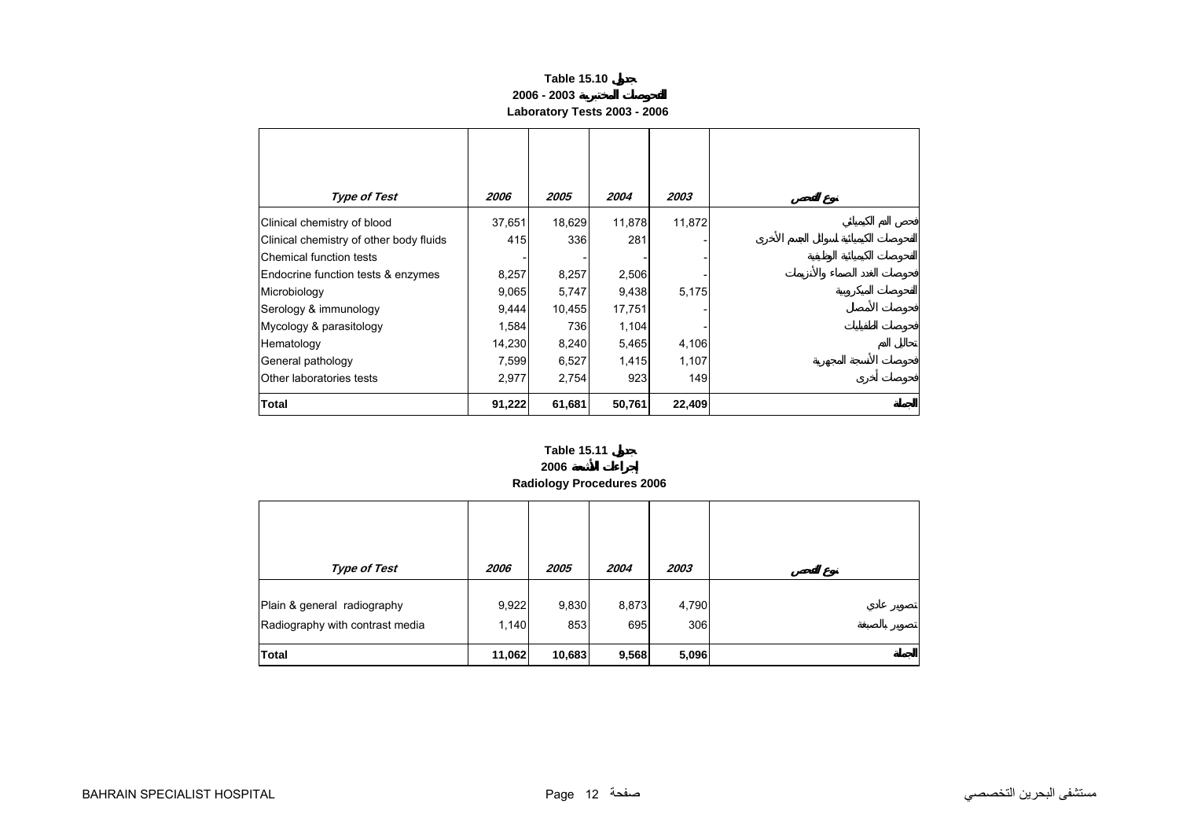# Table 15.10 جدول
## 2006 - 2003 الفحوصات المختبرية
## Laboratory Tests 2003 - 2006

| *Type of Test* | *2006* | *2005* | *2004* | *2003* | نوع الفحص |
|---|---|---|---|---|---|
| Clinical chemistry of blood | 37,651 | 18,629 | 11,878 | 11,872 | فحص الدم الكيميائي |
| Clinical chemistry of other body fluids | 415 | 336 | 281 | - | الفحوصات الكيميائية لسوائل الجسم الأخرى |
| Chemical function tests | - | - | - | - | الفحوصات الكيميائية الوظيفية |
| Endocrine function tests & enzymes | 8,257 | 8,257 | 2,506 | - | فحوصات الغدد الصماء والأنزيمات |
| Microbiology | 9,065 | 5,747 | 9,438 | 5,175 | الفحوصات الميكروبية |
| Serology & immunology | 9,444 | 10,455 | 17,751 | - | فحوصات الأمصال |
| Mycology & parasitology | 1,584 | 736 | 1,104 | - | فحوصات الطفيليات |
| Hematology | 14,230 | 8,240 | 5,465 | 4,106 | تحاليل الدم |
| General pathology | 7,599 | 6,527 | 1,415 | 1,107 | فحوصات الأنسجة المجهرية |
| Other laboratories tests | 2,977 | 2,754 | 923 | 149 | فحوصات أخرى |
| **Total** | **91,222** | **61,681** | **50,761** | **22,409** | **الجملة** |

# Table 15.11 جدول
## 2006 إجراءات الأشعة
## Radiology Procedures 2006

| *Type of Test* | *2006* | *2005* | *2004* | *2003* | نوع الفحص |
|---|---|---|---|---|---|
| Plain & general radiography | 9,922 | 9,830 | 8,873 | 4,790 | تصوير عادي |
| Radiography with contrast media | 1,140 | 853 | 695 | 306 | تصوير بالصبغة |
| **Total** | **11,062** | **10,683** | **9,568** | **5,096** | **الجملة** |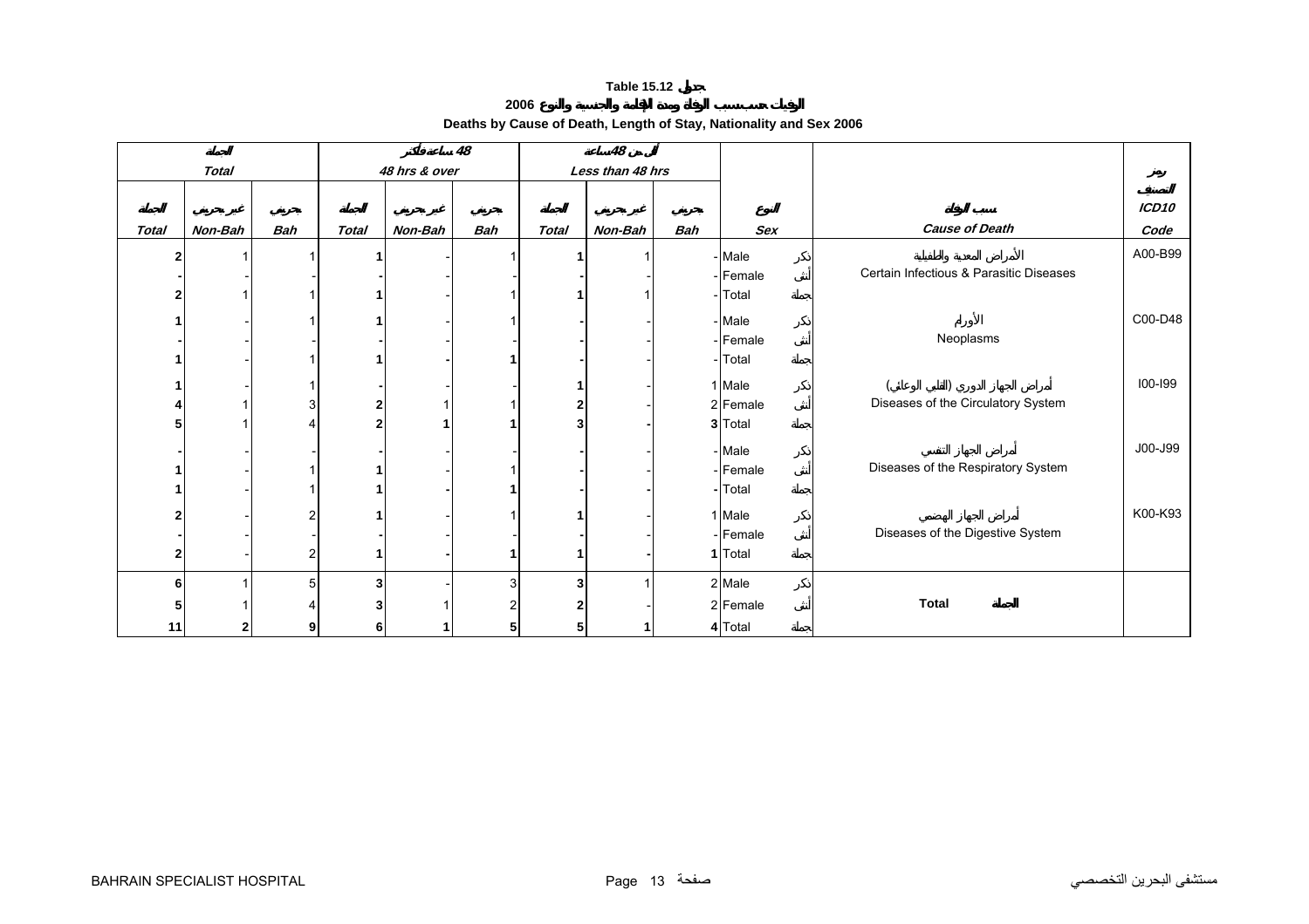# Table 15.12 جدول

## الوفيات حسب سبب الوفاة ومدة الإقامة والجنسية والنوع 2006

## Deaths by Cause of Death, Length of Stay, Nationality and Sex 2006

| الجملة Total | | | 48 ساعة فأكثر 48 hrs & over | | | أقل من 48 ساعة Less than 48 hrs | | | | | |
|---|---|---|---|---|---|---|---|---|---|---|---|
| الجملة Total | غير بحريني Non-Bah | بحريني Bah | الجملة Total | غير بحريني Non-Bah | بحريني Bah | الجملة Total | غير بحريني Non-Bah | بحريني Bah | النوع Sex | سبب الوفاة Cause of Death | رمز التصنيف ICD10 Code |
| **2** | 1 | 1 | **1** | - | 1 | **1** | 1 | - | Male ذكر | الأمراض المعدية والطفيلية Certain Infectious & Parasitic Diseases | A00-B99 |
| **-** | - | - | **-** | - | - | **-** | - | - | Female أنثى | | |
| **2** | 1 | 1 | **1** | - | 1 | **1** | 1 | - | Total جملة | | |
| **1** | - | 1 | **1** | - | 1 | **-** | - | - | Male ذكر | الأورام Neoplasms | C00-D48 |
| **-** | - | - | **-** | - | - | **-** | - | - | Female أنثى | | |
| **1** | - | 1 | **1** | **-** | **1** | **-** | - | - | Total جملة | | |
| **1** | - | 1 | **-** | - | - | **1** | - | 1 | Male ذكر | أمراض الجهاز الدوري (القلبي الوعائي) Diseases of the Circulatory System | I00-I99 |
| **4** | 1 | 3 | **2** | 1 | 1 | **2** | - | 2 | Female أنثى | | |
| **5** | 1 | 4 | **2** | **1** | **1** | **3** | **-** | **3** | Total جملة | | |
| **-** | - | - | **-** | - | - | **-** | - | - | Male ذكر | أمراض الجهاز التنفسي Diseases of the Respiratory System | J00-J99 |
| **1** | - | 1 | **1** | - | 1 | **-** | - | - | Female أنثى | | |
| **1** | - | 1 | **1** | **-** | **1** | **-** | **-** | **-** | Total جملة | | |
| **2** | - | 2 | **1** | - | 1 | **1** | - | 1 | Male ذكر | أمراض الجهاز الهضمي Diseases of the Digestive System | K00-K93 |
| **-** | - | - | **-** | - | - | **-** | - | - | Female أنثى | | |
| **2** | - | 2 | **1** | **-** | **1** | **1** | **-** | **1** | Total جملة | | |
| **6** | 1 | 5 | **3** | - | 3 | **3** | 1 | 2 | Male ذكر | **Total الجملة** | |
| **5** | 1 | 4 | **3** | 1 | 2 | **2** | - | 2 | Female أنثى | | |
| **11** | **2** | **9** | **6** | **1** | **5** | **5** | **1** | **4** | Total جملة | | |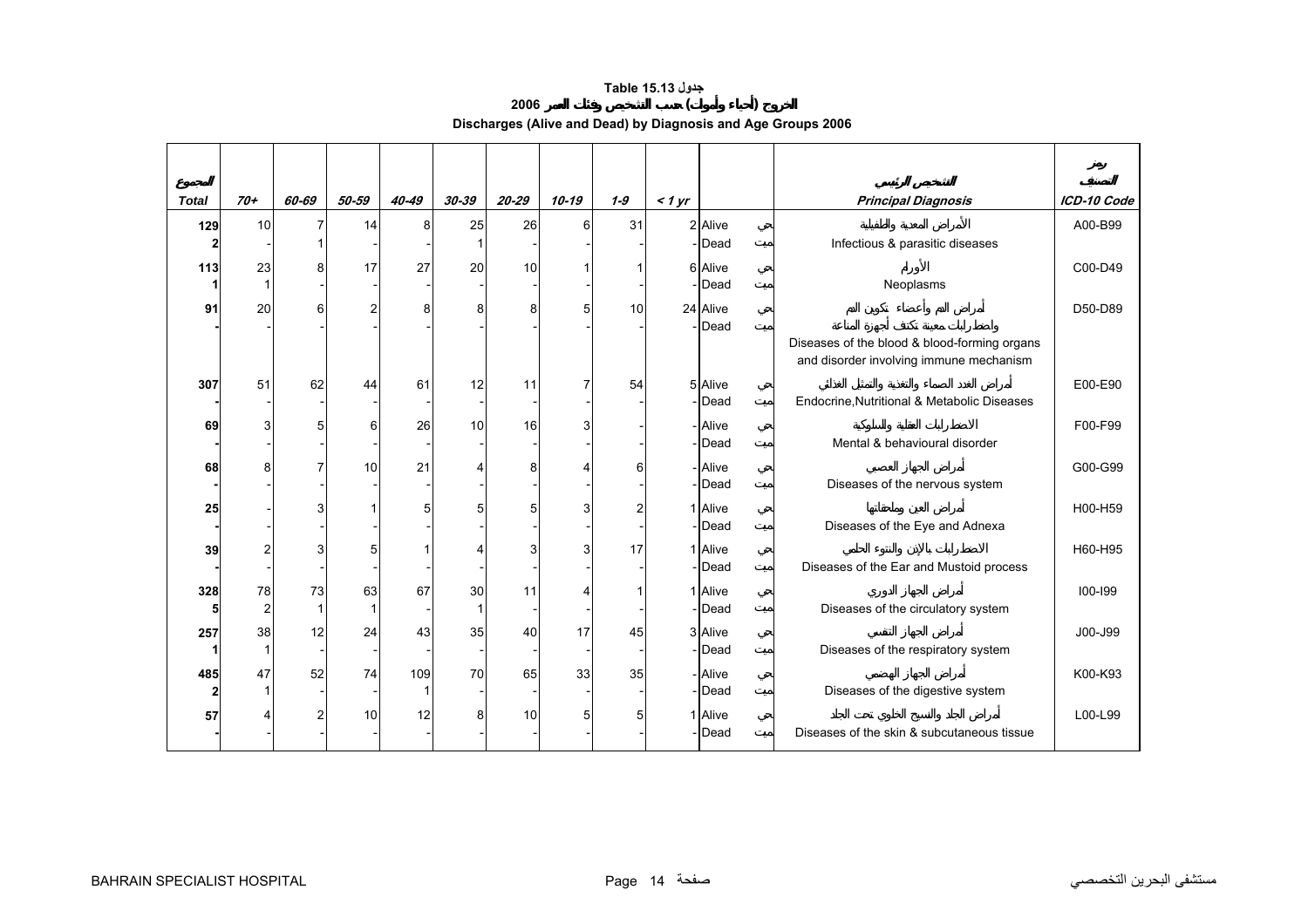# Table 15.13 جدول

## الخروج (أحياء وأموات) حسب التشخيص وفئات العمر 2006

## Discharges (Alive and Dead) by Diagnosis and Age Groups 2006

| المجموع Total | 70+ | 60-69 | 50-59 | 40-49 | 30-39 | 20-29 | 10-19 | 1-9 | < 1 yr | | | التشخيص الرئيسي Principal Diagnosis | رمز التصنيف ICD-10 Code |
|---|---|---|---|---|---|---|---|---|---|---|---|---|---|
| 129 | 10 | 7 | 14 | 8 | 25 | 26 | 6 | 31 | 2 | Alive | حي | الأمراض المعدية والطفيلية | A00-B99 |
| 2 | - | 1 | - | - | 1 | - | - | - | - | Dead | ميت | Infectious & parasitic diseases | |
| 113 | 23 | 8 | 17 | 27 | 20 | 10 | 1 | 1 | 6 | Alive | حي | الأورام | C00-D49 |
| 1 | 1 | - | - | - | - | - | - | - | - | Dead | ميت | Neoplasms | |
| 91 | 20 | 6 | 2 | 8 | 8 | 8 | 5 | 10 | 24 | Alive | حي | أمراض الدم وأعضاء تكوين الدم واضطرابات معينة تكتنف أجهزة المناعة | D50-D89 |
| - | - | - | - | - | - | - | - | - | - | Dead | ميت | Diseases of the blood & blood-forming organs and disorder involving immune mechanism | |
| 307 | 51 | 62 | 44 | 61 | 12 | 11 | 7 | 54 | 5 | Alive | حي | أمراض الغدد الصماء والتغذية والتمثيل الغذائي | E00-E90 |
| - | - | - | - | - | - | - | - | - | - | Dead | ميت | Endocrine,Nutritional & Metabolic Diseases | |
| 69 | 3 | 5 | 6 | 26 | 10 | 16 | 3 | - | - | Alive | حي | الاضطرابات العقلية والسلوكية | F00-F99 |
| - | - | - | - | - | - | - | - | - | - | Dead | ميت | Mental & behavioural disorder | |
| 68 | 8 | 7 | 10 | 21 | 4 | 8 | 4 | 6 | - | Alive | حي | أمراض الجهاز العصبي | G00-G99 |
| - | - | - | - | - | - | - | - | - | - | Dead | ميت | Diseases of the nervous system | |
| 25 | - | 3 | 1 | 5 | 5 | 5 | 3 | 2 | 1 | Alive | حي | أمراض العين وملحقاتها | H00-H59 |
| - | - | - | - | - | - | - | - | - | - | Dead | ميت | Diseases of the Eye and Adnexa | |
| 39 | 2 | 3 | 5 | 1 | 4 | 3 | 3 | 17 | 1 | Alive | حي | الاضطرابات بالإذن والنتوء الحلمي | H60-H95 |
| - | - | - | - | - | - | - | - | - | - | Dead | ميت | Diseases of the Ear and Mustoid process | |
| 328 | 78 | 73 | 63 | 67 | 30 | 11 | 4 | 1 | 1 | Alive | حي | أمراض الجهاز الدوري | I00-I99 |
| 5 | 2 | 1 | 1 | - | 1 | - | - | - | - | Dead | ميت | Diseases of the circulatory system | |
| 257 | 38 | 12 | 24 | 43 | 35 | 40 | 17 | 45 | 3 | Alive | حي | أمراض الجهاز التنفسي | J00-J99 |
| 1 | 1 | - | - | - | - | - | - | - | - | Dead | ميت | Diseases of the respiratory system | |
| 485 | 47 | 52 | 74 | 109 | 70 | 65 | 33 | 35 | - | Alive | حي | أمراض الجهاز الهضمي | K00-K93 |
| 2 | 1 | - | - | 1 | - | - | - | - | - | Dead | ميت | Diseases of the digestive system | |
| 57 | 4 | 2 | 10 | 12 | 8 | 10 | 5 | 5 | 1 | Alive | حي | أمراض الجلد والنسيج الخلوي تحت الجلد | L00-L99 |
| - | - | - | - | - | - | - | - | - | - | Dead | ميت | Diseases of the skin & subcutaneous tissue | |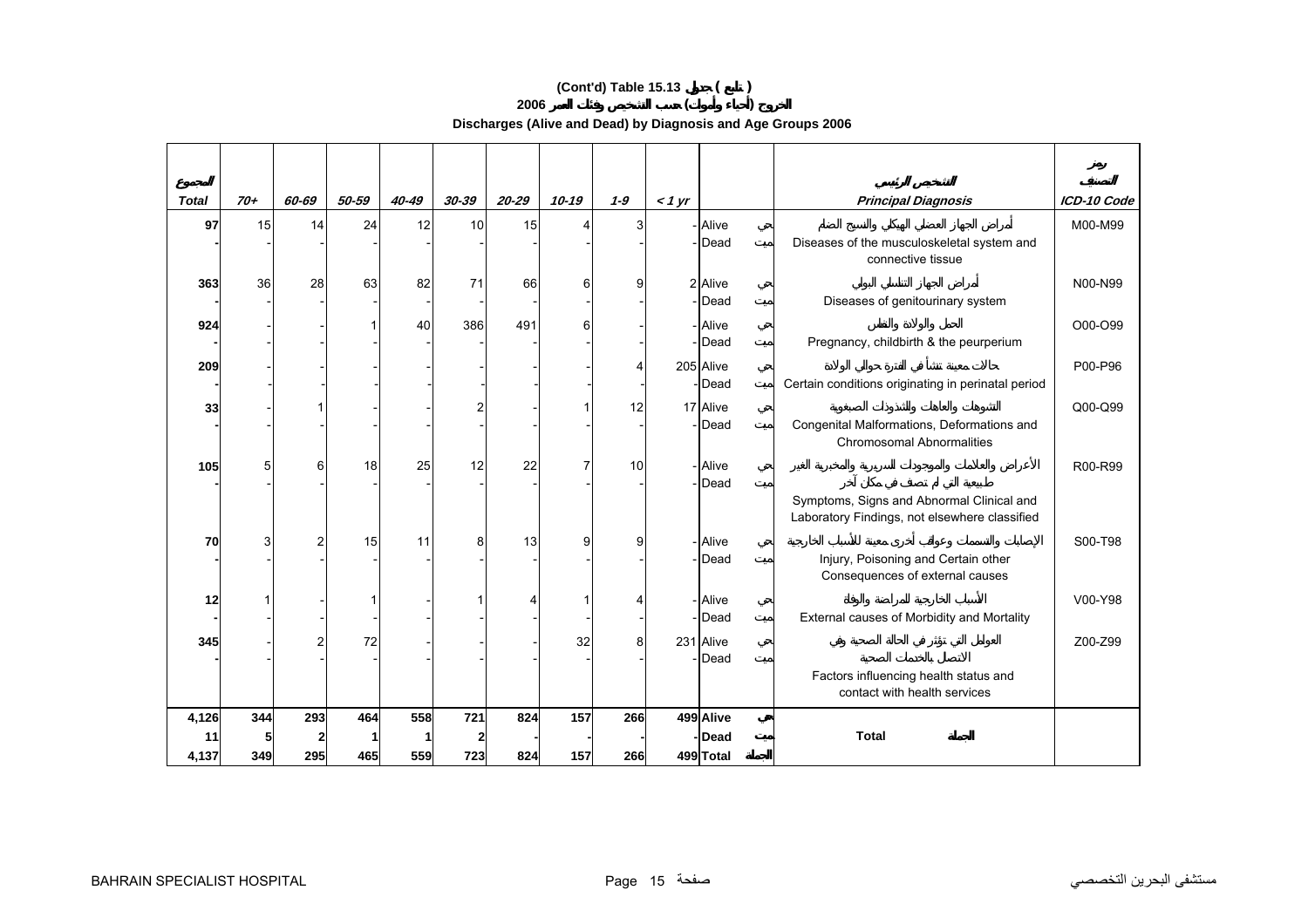# (Cont'd) Table 15.13 جدول ( تابع )

## الخروج (أحياء وأموات) حسب التشخيص وفئات العمر 2006

## Discharges (Alive and Dead) by Diagnosis and Age Groups 2006

| المجموع Total | 70+ | 60-69 | 50-59 | 40-49 | 30-39 | 20-29 | 10-19 | 1-9 | < 1 yr | | | التشخيص الرئيسي Principal Diagnosis | رمز التصنيف ICD-10 Code |
|---|---|---|---|---|---|---|---|---|---|---|---|---|---|
| 97 | 15 | 14 | 24 | 12 | 10 | 15 | 4 | 3 | - | Alive | حي | أمراض الجهاز العضلي الهيكلي والنسيج الضام Diseases of the musculoskeletal system and connective tissue | M00-M99 |
| - | - | - | - | - | - | - | - | - | - | Dead | ميت | | |
| 363 | 36 | 28 | 63 | 82 | 71 | 66 | 6 | 9 | 2 | Alive | حي | أمراض الجهاز التناسلي البولي Diseases of genitourinary system | N00-N99 |
| - | - | - | - | - | - | - | - | - | - | Dead | ميت | | |
| 924 | - | - | 1 | 40 | 386 | 491 | 6 | - | - | Alive | حي | الحمل والولادة والنفاس Pregnancy, childbirth & the peurperium | O00-O99 |
| - | - | - | - | - | - | - | - | - | - | Dead | ميت | | |
| 209 | - | - | - | - | - | - | - | 4 | 205 | Alive | حي | حالات معينة تنشأ في الفترة حوالي الولادة Certain conditions originating in perinatal period | P00-P96 |
| - | - | - | - | - | - | - | - | - | - | Dead | ميت | | |
| 33 | - | 1 | - | - | 2 | - | 1 | 12 | 17 | Alive | حي | التشوهات والعاهات والتشذوذات الصبغوية Congenital Malformations, Deformations and Chromosomal Abnormalities | Q00-Q99 |
| - | - | - | - | - | - | - | - | - | - | Dead | ميت | | |
| 105 | 5 | 6 | 18 | 25 | 12 | 22 | 7 | 10 | - | Alive | حي | الأعراض والعلامات والموجودات السريرية والمخبرية الغير طبيعية التي لم تصنف في مكان آخر Symptoms, Signs and Abnormal Clinical and Laboratory Findings, not elsewhere classified | R00-R99 |
| - | - | - | - | - | - | - | - | - | - | Dead | ميت | | |
| 70 | 3 | 2 | 15 | 11 | 8 | 13 | 9 | 9 | - | Alive | حي | الإصابات والتسممات وعواقب أخرى معينة للأسباب الخارجية Injury, Poisoning and Certain other Consequences of external causes | S00-T98 |
| - | - | - | - | - | - | - | - | - | - | Dead | ميت | | |
| 12 | 1 | - | 1 | - | 1 | 4 | 1 | 4 | - | Alive | حي | الأسباب الخارجية للمراضة والوفاة External causes of Morbidity and Mortality | V00-Y98 |
| - | - | - | - | - | - | - | - | - | - | Dead | ميت | | |
| 345 | - | 2 | 72 | - | - | - | 32 | 8 | 231 | Alive | حي | العوامل التي تؤثر في الحالة الصحية وفي الاتصال بالخدمات الصحية Factors influencing health status and contact with health services | Z00-Z99 |
| - | - | - | - | - | - | - | - | - | - | Dead | ميت | | |
| **4,126** | **344** | **293** | **464** | **558** | **721** | **824** | **157** | **266** | **499** | **Alive** | **حي** | **Total المجموع** | |
| **11** | **5** | **2** | **1** | **1** | **2** | **-** | **-** | **-** | **-** | **Dead** | **ميت** | | |
| **4,137** | **349** | **295** | **465** | **559** | **723** | **824** | **157** | **266** | **499** | **Total** | **المجموع** | | |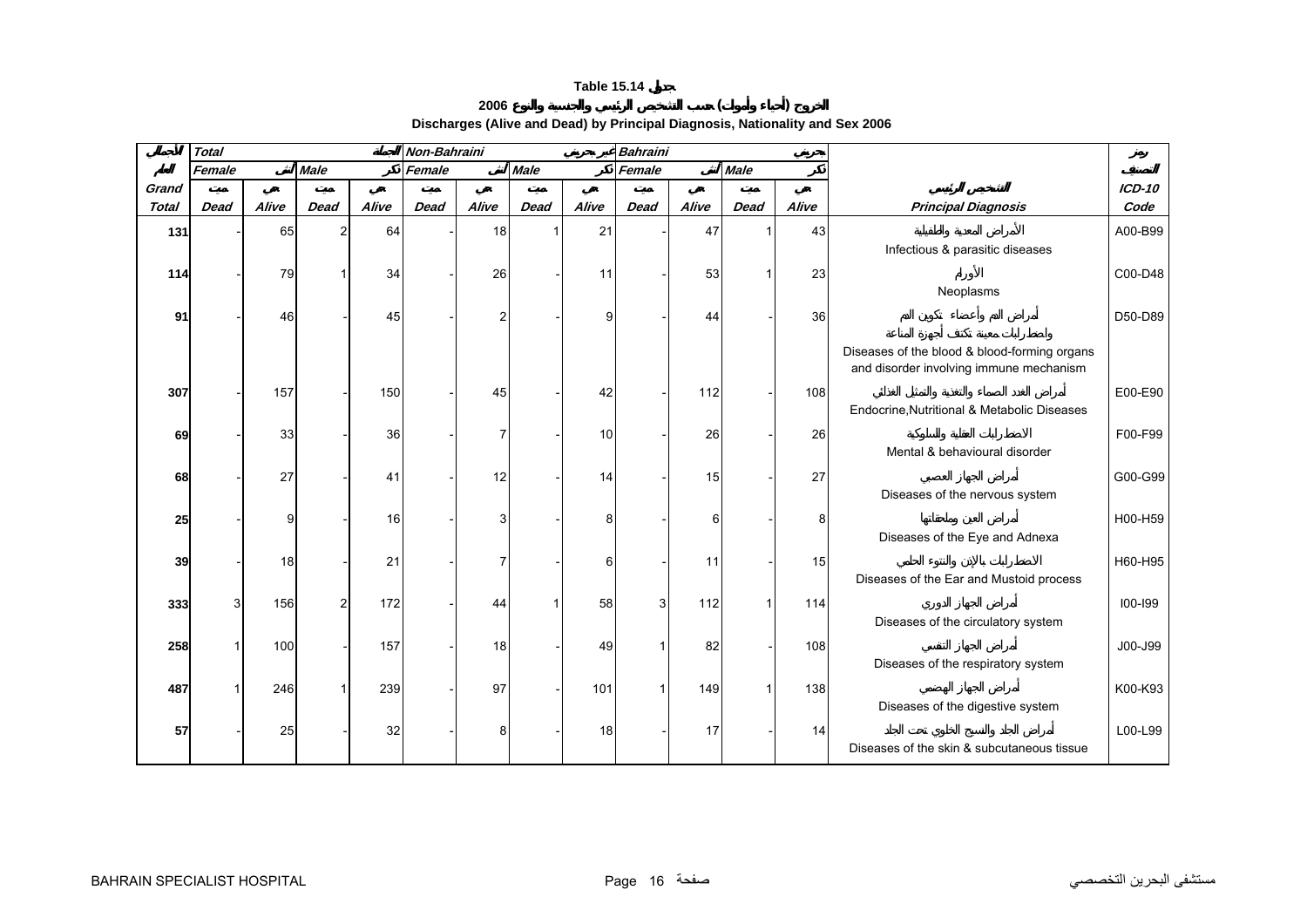## Table 15.14 جدول

## الخروج (أحياء وأموات) حسب التشخيص الرئيسي والجنسية والنوع 2006

## Discharges (Alive and Dead) by Principal Diagnosis, Nationality and Sex 2006

| الجملة | Total | | | الجملة | Non-Bahraini | | | غير بحريني | Bahraini | | | بحريني | | رمز |
|---|---|---|---|---|---|---|---|---|---|---|---|---|---|---|
| الكلي | Female | أنثى | Male | ذكر | Female | أنثى | Male | ذكر | Female | أنثى | Male | ذكر | | التصنيف |
| Grand | ميت | حي | ميت | حي | ميت | حي | ميت | حي | ميت | حي | ميت | حي | التشخيص الرئيسي | ICD-10 |
| Total | Dead | Alive | Dead | Alive | Dead | Alive | Dead | Alive | Dead | Alive | Dead | Alive | Principal Diagnosis | Code |
| 131 | - | 65 | 2 | 64 | - | 18 | 1 | 21 | - | 47 | 1 | 43 | الأمراض المعدية والطفيلية<br>Infectious & parasitic diseases | A00-B99 |
| 114 | - | 79 | 1 | 34 | - | 26 | - | 11 | - | 53 | 1 | 23 | الأورام<br>Neoplasms | C00-D48 |
| 91 | - | 46 | - | 45 | - | 2 | - | 9 | - | 44 | - | 36 | أمراض الدم وأعضاء تكوين الدم واضطرابات معينة تكتنف أجهزة المناعة<br>Diseases of the blood & blood-forming organs and disorder involving immune mechanism | D50-D89 |
| 307 | - | 157 | - | 150 | - | 45 | - | 42 | - | 112 | - | 108 | أمراض الغدد الصماء والتغذية والتمثيل الغذائي<br>Endocrine,Nutritional & Metabolic Diseases | E00-E90 |
| 69 | - | 33 | - | 36 | - | 7 | - | 10 | - | 26 | - | 26 | الاضطرابات العقلية والسلوكية<br>Mental & behavioural disorder | F00-F99 |
| 68 | - | 27 | - | 41 | - | 12 | - | 14 | - | 15 | - | 27 | أمراض الجهاز العصبي<br>Diseases of the nervous system | G00-G99 |
| 25 | - | 9 | - | 16 | - | 3 | - | 8 | - | 6 | - | 8 | أمراض العين وملحقاتها<br>Diseases of the Eye and Adnexa | H00-H59 |
| 39 | - | 18 | - | 21 | - | 7 | - | 6 | - | 11 | - | 15 | الاضطرابات بالإذن والنتوء الحلمي<br>Diseases of the Ear and Mustoid process | H60-H95 |
| 333 | 3 | 156 | 2 | 172 | - | 44 | 1 | 58 | 3 | 112 | 1 | 114 | أمراض الجهاز الدوري<br>Diseases of the circulatory system | I00-I99 |
| 258 | 1 | 100 | - | 157 | - | 18 | - | 49 | 1 | 82 | - | 108 | أمراض الجهاز التنفسي<br>Diseases of the respiratory system | J00-J99 |
| 487 | 1 | 246 | 1 | 239 | - | 97 | - | 101 | 1 | 149 | 1 | 138 | أمراض الجهاز الهضمي<br>Diseases of the digestive system | K00-K93 |
| 57 | - | 25 | - | 32 | - | 8 | - | 18 | - | 17 | - | 14 | أمراض الجلد والنسيج الخلوي تحت الجلد<br>Diseases of the skin & subcutaneous tissue | L00-L99 |

BAHRAIN SPECIALIST HOSPITAL | مستشفى البحرين التخصصي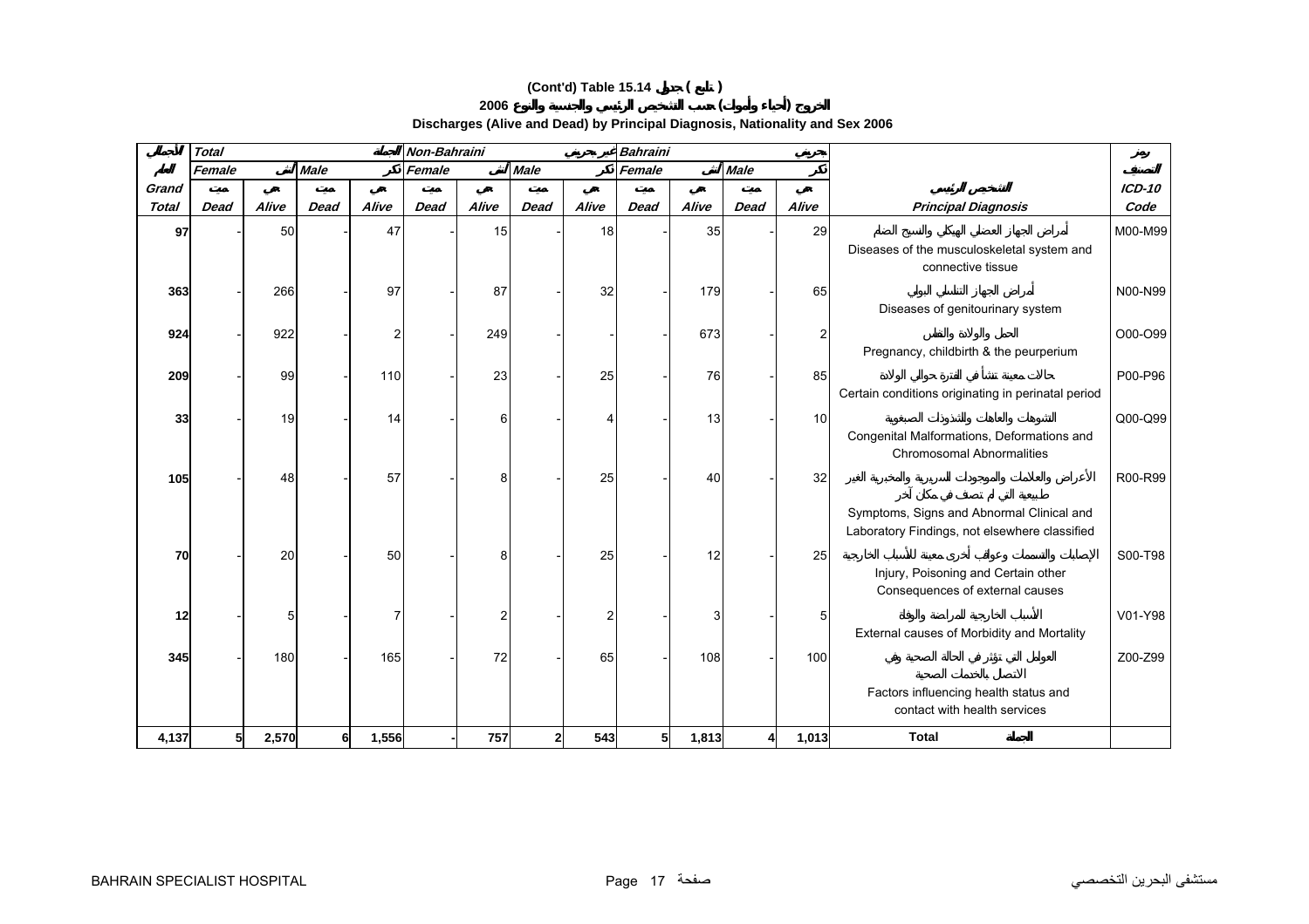# (Cont'd) Table 15.14 جدول ( تابع )

## الخروج (أحياء وأموات) حسب التشخيص الرئيسي والجنسية والنوع 2006

## Discharges (Alive and Dead) by Principal Diagnosis, Nationality and Sex 2006

| الجملة | Total | | | الجملة | Non-Bahraini | | | غير بحريني | Bahraini | | | بحريني | | رمز |
|---|---|---|---|---|---|---|---|---|---|---|---|---|---|---|
| الكلي | Female | أنثى | Male | ذكر | Female | أنثى | Male | ذكر | Female | أنثى | Male | ذكر | | التصنيف |
| Grand | ميت | حي | ميت | حي | ميت | حي | ميت | حي | ميت | حي | ميت | حي | التشخيص الرئيسي | ICD-10 |
| Total | Dead | Alive | Dead | Alive | Dead | Alive | Dead | Alive | Dead | Alive | Dead | Alive | Principal Diagnosis | Code |
| 97 | - | 50 | - | 47 | - | 15 | - | 18 | - | 35 | - | 29 | أمراض الجهاز العضلي الهيكلي والنسيج الضام Diseases of the musculoskeletal system and connective tissue | M00-M99 |
| 363 | - | 266 | - | 97 | - | 87 | - | 32 | - | 179 | - | 65 | أمراض الجهاز التناسلي البولي Diseases of genitourinary system | N00-N99 |
| 924 | - | 922 | - | 2 | - | 249 | - | - | - | 673 | - | 2 | الحمل والولادة والنفاس Pregnancy, childbirth & the peurperium | O00-O99 |
| 209 | - | 99 | - | 110 | - | 23 | - | 25 | - | 76 | - | 85 | حالات معينة تنشأ في الفترة حوالي الولادة Certain conditions originating in perinatal period | P00-P96 |
| 33 | - | 19 | - | 14 | - | 6 | - | 4 | - | 13 | - | 10 | التشوهات والعاهات والتشوهات الصبغوية Congenital Malformations, Deformations and Chromosomal Abnormalities | Q00-Q99 |
| 105 | - | 48 | - | 57 | - | 8 | - | 25 | - | 40 | - | 32 | الأعراض والعلامات والموجودات السريرية والمخبرية الغير طبيعية التي لم تصنف في مكان آخر Symptoms, Signs and Abnormal Clinical and Laboratory Findings, not elsewhere classified | R00-R99 |
| 70 | - | 20 | - | 50 | - | 8 | - | 25 | - | 12 | - | 25 | الإصابات والتسممات وعواقب أخرى معينة للأسباب الخارجية Injury, Poisoning and Certain other Consequences of external causes | S00-T98 |
| 12 | - | 5 | - | 7 | - | 2 | - | 2 | - | 3 | - | 5 | الأسباب الخارجية للمراضة والوفاة External causes of Morbidity and Mortality | V01-Y98 |
| 345 | - | 180 | - | 165 | - | 72 | - | 65 | - | 108 | - | 100 | العوامل التي تؤثر في الحالة الصحية وفي الاتصال بالخدمات الصحية Factors influencing health status and contact with health services | Z00-Z99 |
| 4,137 | 5 | 2,570 | 6 | 1,556 | - | 757 | 2 | 543 | 5 | 1,813 | 4 | 1,013 | Total الجملة | |

BAHRAIN SPECIALIST HOSPITAL مستشفى البحرين التخصصي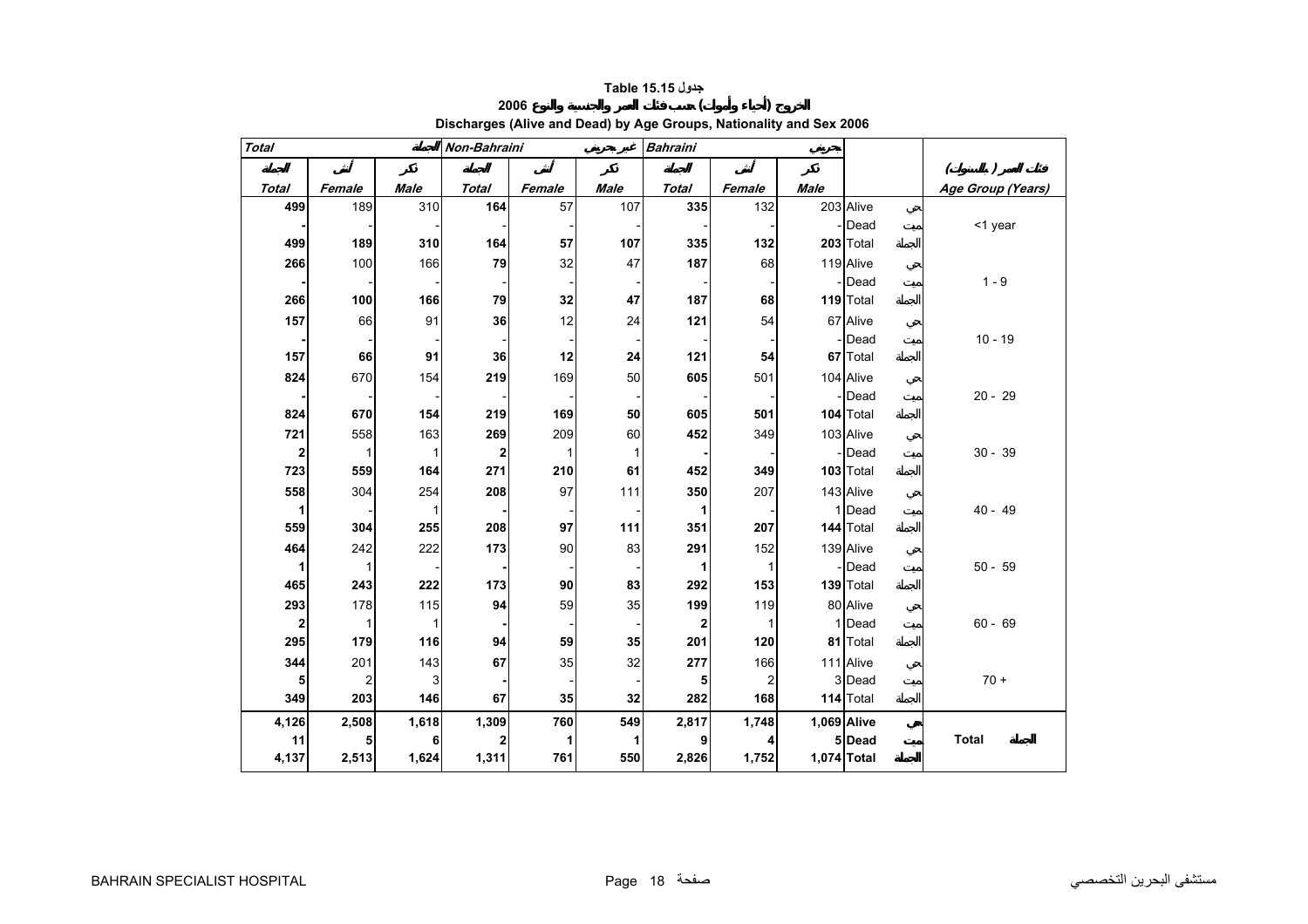# Table 15.15 جدول

## الخروج (أحياء وأموات) حسب فئات العمر والجنسية والنوع 2006

## Discharges (Alive and Dead) by Age Groups, Nationality and Sex 2006

| Total | | الجملة | Non-Bahraini | | غير بحريني | Bahraini | | بحريني | | | |
|---|---|---|---|---|---|---|---|---|---|---|---|
| الجملة | أنثى | ذكر | الجملة | أنثى | ذكر | الجملة | أنثى | ذكر | | | فئات العمر (بالسنوات) |
| Total | Female | Male | Total | Female | Male | Total | Female | Male | | | Age Group (Years) |
| 499 | 189 | 310 | 164 | 57 | 107 | 335 | 132 | 203 | Alive | حي | |
| - | - | - | - | - | - | - | - | - | Dead | ميت | <1 year |
| 499 | 189 | 310 | 164 | 57 | 107 | 335 | 132 | 203 | Total | الجملة | |
| 266 | 100 | 166 | 79 | 32 | 47 | 187 | 68 | 119 | Alive | حي | |
| - | - | - | - | - | - | - | - | - | Dead | ميت | 1 - 9 |
| 266 | 100 | 166 | 79 | 32 | 47 | 187 | 68 | 119 | Total | الجملة | |
| 157 | 66 | 91 | 36 | 12 | 24 | 121 | 54 | 67 | Alive | حي | |
| - | - | - | - | - | - | - | - | - | Dead | ميت | 10 - 19 |
| 157 | 66 | 91 | 36 | 12 | 24 | 121 | 54 | 67 | Total | الجملة | |
| 824 | 670 | 154 | 219 | 169 | 50 | 605 | 501 | 104 | Alive | حي | |
| - | - | - | - | - | - | - | - | - | Dead | ميت | 20 - 29 |
| 824 | 670 | 154 | 219 | 169 | 50 | 605 | 501 | 104 | Total | الجملة | |
| 721 | 558 | 163 | 269 | 209 | 60 | 452 | 349 | 103 | Alive | حي | |
| 2 | 1 | 1 | 2 | 1 | 1 | - | - | - | Dead | ميت | 30 - 39 |
| 723 | 559 | 164 | 271 | 210 | 61 | 452 | 349 | 103 | Total | الجملة | |
| 558 | 304 | 254 | 208 | 97 | 111 | 350 | 207 | 143 | Alive | حي | |
| 1 | - | 1 | - | - | - | 1 | - | 1 | Dead | ميت | 40 - 49 |
| 559 | 304 | 255 | 208 | 97 | 111 | 351 | 207 | 144 | Total | الجملة | |
| 464 | 242 | 222 | 173 | 90 | 83 | 291 | 152 | 139 | Alive | حي | |
| 1 | 1 | - | - | - | - | 1 | 1 | - | Dead | ميت | 50 - 59 |
| 465 | 243 | 222 | 173 | 90 | 83 | 292 | 153 | 139 | Total | الجملة | |
| 293 | 178 | 115 | 94 | 59 | 35 | 199 | 119 | 80 | Alive | حي | |
| 2 | 1 | 1 | - | - | - | 2 | 1 | 1 | Dead | ميت | 60 - 69 |
| 295 | 179 | 116 | 94 | 59 | 35 | 201 | 120 | 81 | Total | الجملة | |
| 344 | 201 | 143 | 67 | 35 | 32 | 277 | 166 | 111 | Alive | حي | |
| 5 | 2 | 3 | - | - | - | 5 | 2 | 3 | Dead | ميت | 70 + |
| 349 | 203 | 146 | 67 | 35 | 32 | 282 | 168 | 114 | Total | الجملة | |
| 4,126 | 2,508 | 1,618 | 1,309 | 760 | 549 | 2,817 | 1,748 | 1,069 | Alive | حي | |
| 11 | 5 | 6 | 2 | 1 | 1 | 9 | 4 | 5 | Dead | ميت | Total الجملة |
| 4,137 | 2,513 | 1,624 | 1,311 | 761 | 550 | 2,826 | 1,752 | 1,074 | Total | الجملة | |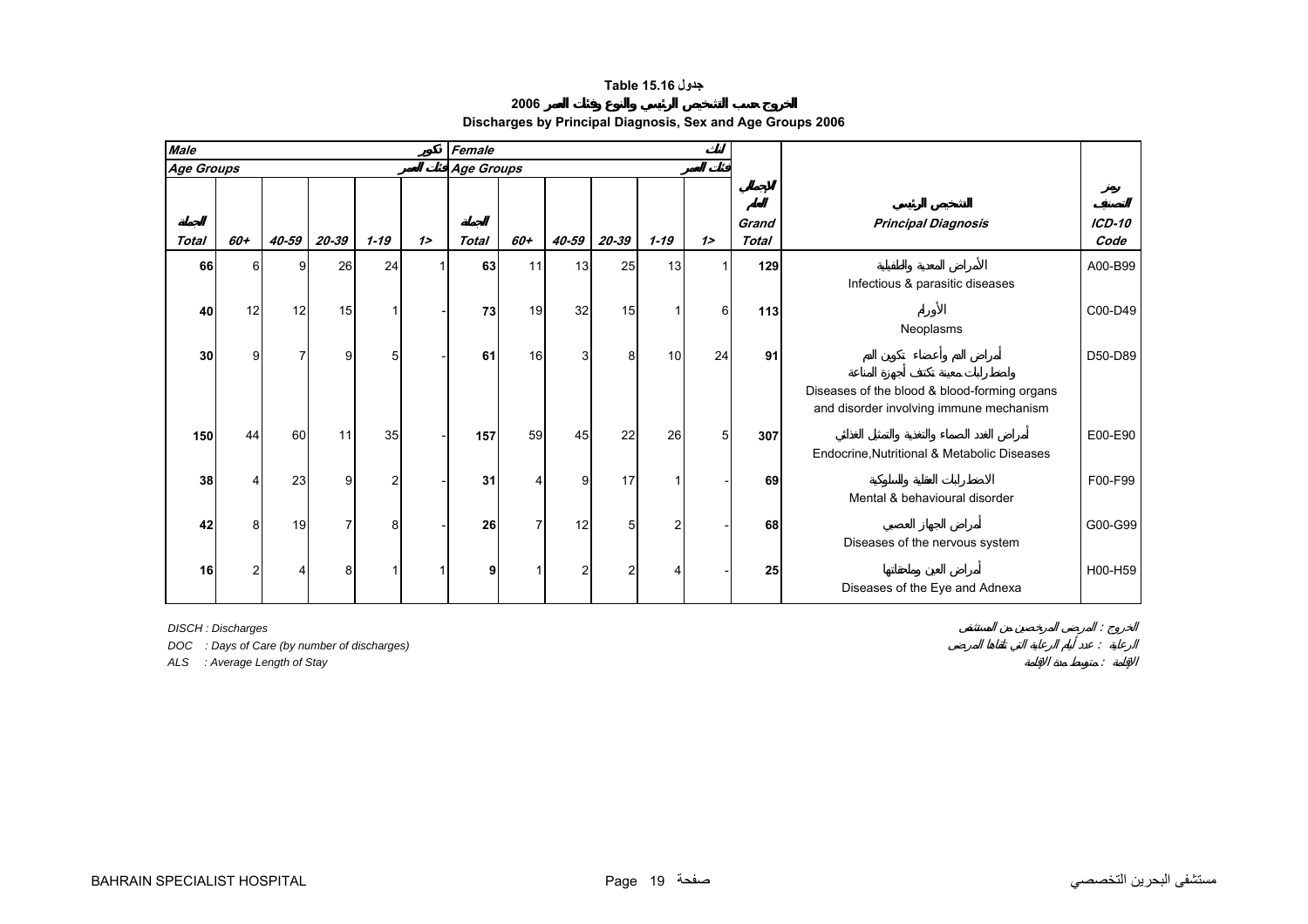# Table 15.16 جدول

## الخروج حسب التشخيص الرئيسي والنوع وفئات العمر 2006

## Discharges by Principal Diagnosis, Sex and Age Groups 2006

| Male ذكور | | | | | | Female إناث | | | | | | | | |
|---|---|---|---|---|---|---|---|---|---|---|---|---|---|---|
| Age Groups فئات العمر | | | | | | Age Groups فئات العمر | | | | | | | | |
| الجملة Total | 60+ | 40-59 | 20-39 | 1-19 | 1> | الجملة Total | 60+ | 40-59 | 20-39 | 1-19 | 1> | الإجمالي العام Grand Total | التشخيص الرئيسي Principal Diagnosis | رمز التصنيف ICD-10 Code |
| 66 | 6 | 9 | 26 | 24 | 1 | 63 | 11 | 13 | 25 | 13 | 1 | 129 | الأمراض المعدية والطفيلية<br>Infectious & parasitic diseases | A00-B99 |
| 40 | 12 | 12 | 15 | 1 | - | 73 | 19 | 32 | 15 | 1 | 6 | 113 | الأورام<br>Neoplasms | C00-D49 |
| 30 | 9 | 7 | 9 | 5 | - | 61 | 16 | 3 | 8 | 10 | 24 | 91 | أمراض الدم وأعضاء تكوين الدم واضطرابات معينة تكتنف أجهزة المناعة<br>Diseases of the blood & blood-forming organs and disorder involving immune mechanism | D50-D89 |
| 150 | 44 | 60 | 11 | 35 | - | 157 | 59 | 45 | 22 | 26 | 5 | 307 | أمراض الغدد الصماء والتغذية والتمثيل الغذائي<br>Endocrine,Nutritional & Metabolic Diseases | E00-E90 |
| 38 | 4 | 23 | 9 | 2 | - | 31 | 4 | 9 | 17 | 1 | - | 69 | الاضطرابات العقلية والسلوكية<br>Mental & behavioural disorder | F00-F99 |
| 42 | 8 | 19 | 7 | 8 | - | 26 | 7 | 12 | 5 | 2 | - | 68 | أمراض الجهاز العصبي<br>Diseases of the nervous system | G00-G99 |
| 16 | 2 | 4 | 8 | 1 | 1 | 9 | 1 | 2 | 2 | 4 | - | 25 | أمراض العين وملحقاتها<br>Diseases of the Eye and Adnexa | H00-H59 |

*DISCH : Discharges* — الخروج : المرضى المرخصين من المستشفى

*DOC : Days of Care (by number of discharges)* — الرعاية : عدد أيام الرعاية التي تلقاها المرضى

*ALS : Average Length of Stay* — الإقامة : متوسط مدة الإقامة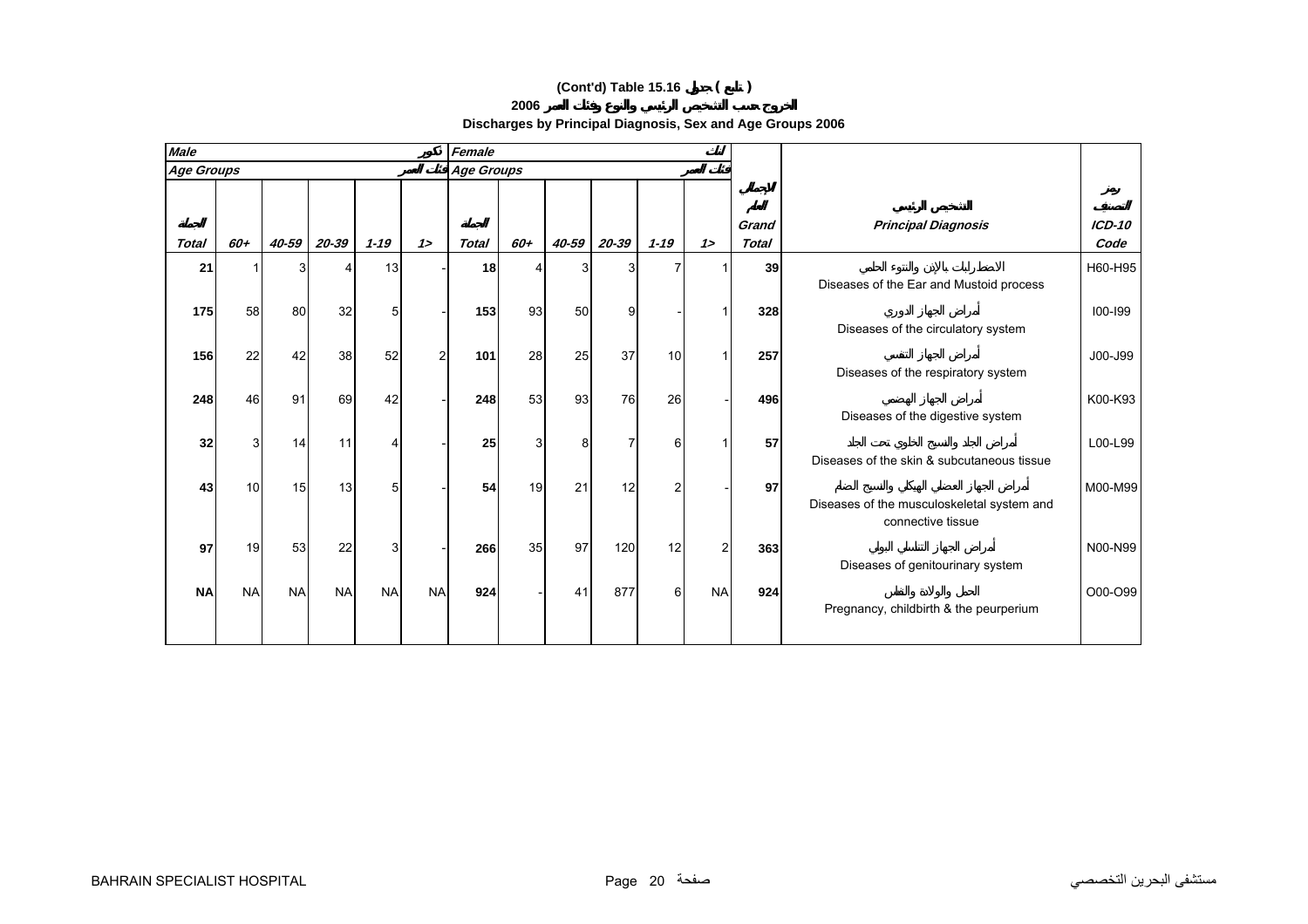# (Cont'd) Table 15.16 جدول ( تابع )

## 2006 الخروج حسب التشخيص الرئيسي والنوع وفئات العمر

## Discharges by Principal Diagnosis, Sex and Age Groups 2006

| Male ذكور | | | | | | Female إناث | | | | | | | | |
|---|---|---|---|---|---|---|---|---|---|---|---|---|---|---|
| Age Groups فئات العمر | | | | | | Age Groups فئات العمر | | | | | | | | |
| الجملة Total | 60+ | 40-59 | 20-39 | 1-19 | 1> | الجملة Total | 60+ | 40-59 | 20-39 | 1-19 | 1> | الإجمالي العام Grand Total | التشخيص الرئيسي Principal Diagnosis | رمز التصنيف ICD-10 Code |
| 21 | 1 | 3 | 4 | 13 | - | 18 | 4 | 3 | 3 | 7 | 1 | 39 | الاضطرابات بالإذن والنتوء الحلمي Diseases of the Ear and Mustoid process | H60-H95 |
| 175 | 58 | 80 | 32 | 5 | - | 153 | 93 | 50 | 9 | - | 1 | 328 | أمراض الجهاز الدوري Diseases of the circulatory system | I00-I99 |
| 156 | 22 | 42 | 38 | 52 | 2 | 101 | 28 | 25 | 37 | 10 | 1 | 257 | أمراض الجهاز التنفسي Diseases of the respiratory system | J00-J99 |
| 248 | 46 | 91 | 69 | 42 | - | 248 | 53 | 93 | 76 | 26 | - | 496 | أمراض الجهاز الهضمي Diseases of the digestive system | K00-K93 |
| 32 | 3 | 14 | 11 | 4 | - | 25 | 3 | 8 | 7 | 6 | 1 | 57 | أمراض الجلد والنسيج الخلوي تحت الجلد Diseases of the skin & subcutaneous tissue | L00-L99 |
| 43 | 10 | 15 | 13 | 5 | - | 54 | 19 | 21 | 12 | 2 | - | 97 | أمراض الجهاز العضلي الهيكلي والنسيج الضام Diseases of the musculoskeletal system and connective tissue | M00-M99 |
| 97 | 19 | 53 | 22 | 3 | - | 266 | 35 | 97 | 120 | 12 | 2 | 363 | أمراض الجهاز التناسلي البولي Diseases of genitourinary system | N00-N99 |
| NA | NA | NA | NA | NA | NA | 924 | - | 41 | 877 | 6 | NA | 924 | الحمل والولادة والنفاس Pregnancy, childbirth & the peurperium | O00-O99 |

BAHRAIN SPECIALIST HOSPITAL مستشفى البحرين التخصصي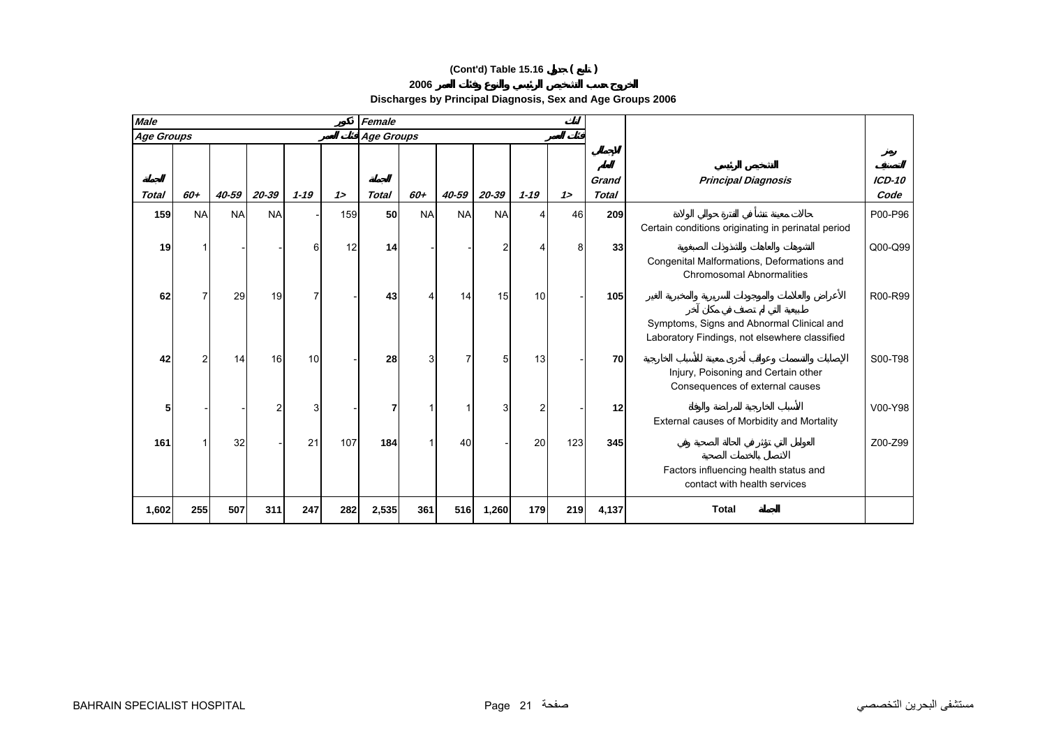# (Cont'd) Table 15.16 جدول ( تابع )

## الخروج حسب التشخيص الرئيسي والنوع وفئات العمر 2006

## Discharges by Principal Diagnosis, Sex and Age Groups 2006

| Male ذكور | | | | | | Female إناث | | | | | | | | |
|---|---|---|---|---|---|---|---|---|---|---|---|---|---|---|
| Age Groups فئات العمر | | | | | | Age Groups فئات العمر | | | | | | | | |
| الجملة Total | 60+ | 40-59 | 20-39 | 1-19 | 1> | الجملة Total | 60+ | 40-59 | 20-39 | 1-19 | 1> | الإجمالي العام Grand Total | التشخيص الرئيسي Principal Diagnosis | رمز التصنيف ICD-10 Code |
| 159 | NA | NA | NA | - | 159 | 50 | NA | NA | NA | 4 | 46 | 209 | حالات معينة تنشأ في الفترة حوالي الولادة Certain conditions originating in perinatal period | P00-P96 |
| 19 | 1 | - | - | 6 | 12 | 14 | - | - | 2 | 4 | 8 | 33 | التشوهات والعاهات والشذوذات الصبغوية Congenital Malformations, Deformations and Chromosomal Abnormalities | Q00-Q99 |
| 62 | 7 | 29 | 19 | 7 | - | 43 | 4 | 14 | 15 | 10 | - | 105 | الأعراض والعلامات والموجودات السريرية والمختبرية الغير طبيعية التي لم تصنف في مكان آخر Symptoms, Signs and Abnormal Clinical and Laboratory Findings, not elsewhere classified | R00-R99 |
| 42 | 2 | 14 | 16 | 10 | - | 28 | 3 | 7 | 5 | 13 | - | 70 | الإصابات والتسممات وعواقب أخرى معينة للأسباب الخارجية Injury, Poisoning and Certain other Consequences of external causes | S00-T98 |
| 5 | - | - | 2 | 3 | - | 7 | 1 | 1 | 3 | 2 | - | 12 | الأسباب الخارجية للمراضة والوفاة External causes of Morbidity and Mortality | V00-Y98 |
| 161 | 1 | 32 | - | 21 | 107 | 184 | 1 | 40 | - | 20 | 123 | 345 | العوامل التي تؤثر في الحالة الصحية وفي الاتصال بالخدمات الصحية Factors influencing health status and contact with health services | Z00-Z99 |
| 1,602 | 255 | 507 | 311 | 247 | 282 | 2,535 | 361 | 516 | 1,260 | 179 | 219 | 4,137 | Total الجملة | |